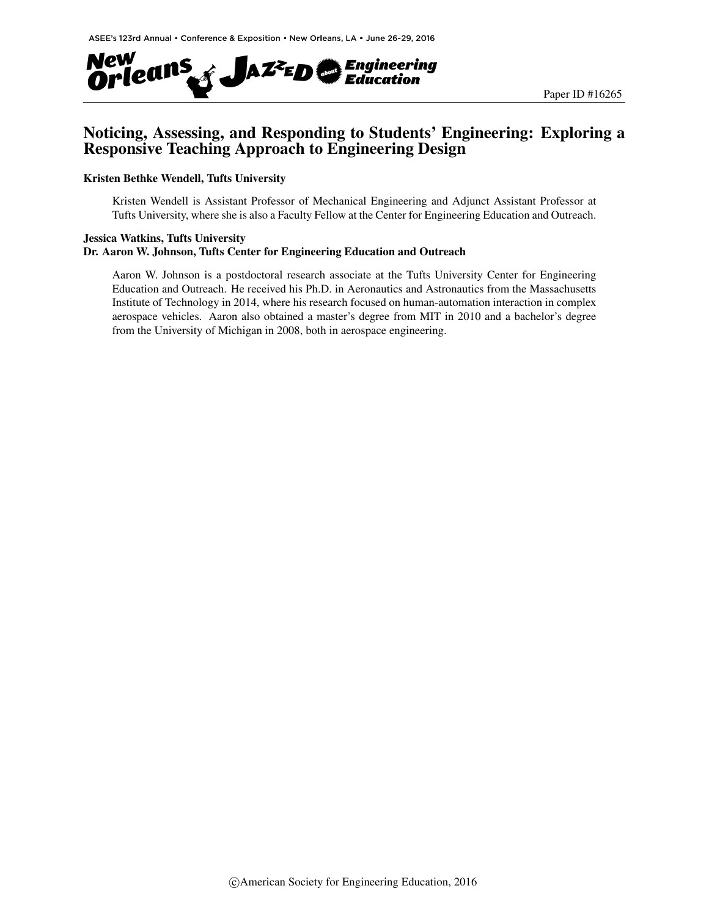Paper ID #16265

# Noticing, Assessing, and Responding to Students' Engineering: Exploring a Responsive Teaching Approach to Engineering Design

**Kristen Bethke Wendell, Tufts University**

Kristen Wendell is Assistant Professor of Mechanical Engineering and Adjunct Assistant Professor at Tufts University, where she is also a Faculty Fellow at the Center for Engineering Education and Outreach.

**Jessica Watkins, Tufts University**

**Dr. Aaron W. Johnson, Tufts Center for Engineering Education and Outreach**

Aaron W. Johnson is a postdoctoral research associate at the Tufts University Center for Engineering Education and Outreach. He received his Ph.D. in Aeronautics and Astronautics from the Massachusetts Institute of Technology in 2014, where his research focused on human-automation interaction in complex aerospace vehicles. Aaron also obtained a master's degree from MIT in 2010 and a bachelor's degree from the University of Michigan in 2008, both in aerospace engineering.

©American Society for Engineering Education, 2016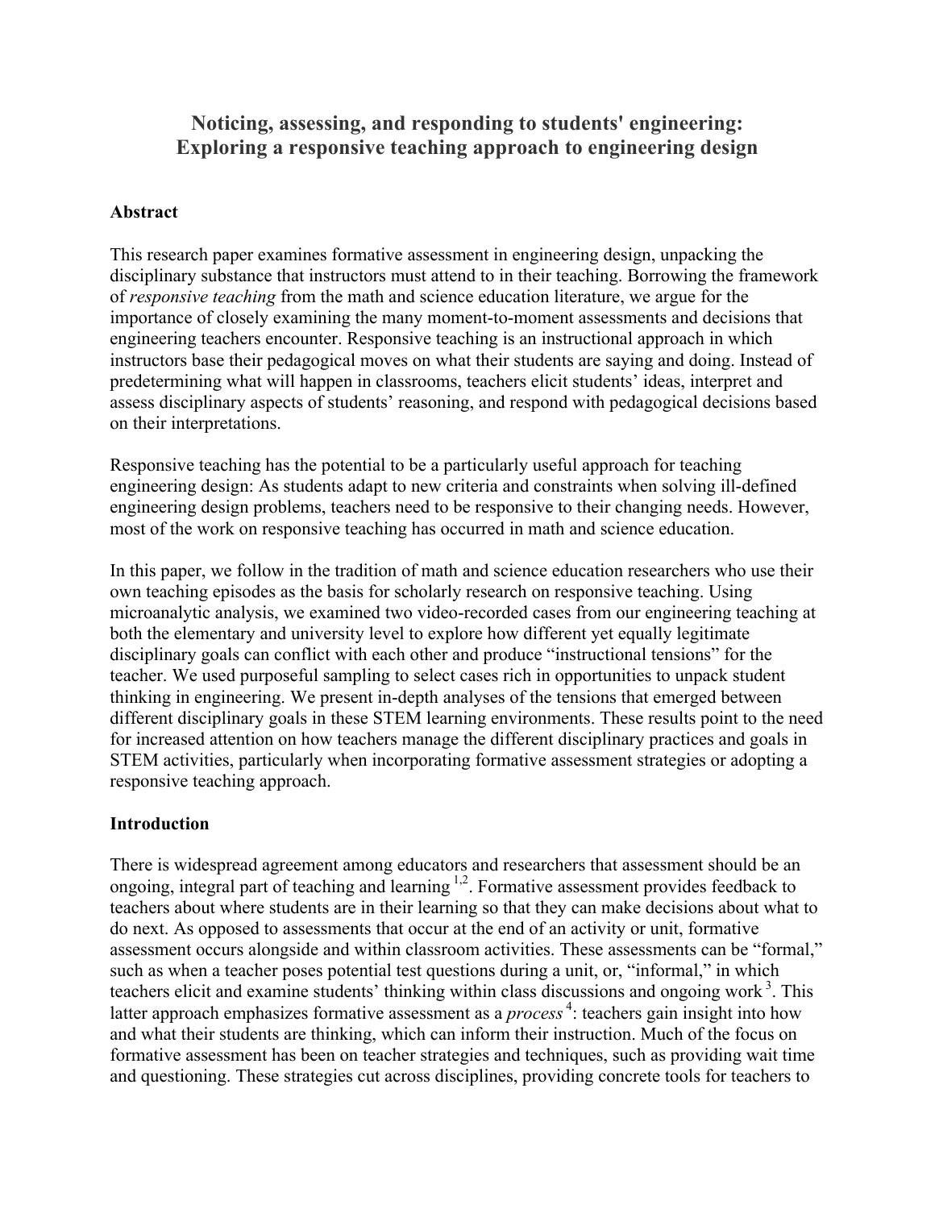# Noticing, assessing, and responding to students' engineering: Exploring a responsive teaching approach to engineering design

## Abstract

This research paper examines formative assessment in engineering design, unpacking the disciplinary substance that instructors must attend to in their teaching. Borrowing the framework of *responsive teaching* from the math and science education literature, we argue for the importance of closely examining the many moment-to-moment assessments and decisions that engineering teachers encounter. Responsive teaching is an instructional approach in which instructors base their pedagogical moves on what their students are saying and doing. Instead of predetermining what will happen in classrooms, teachers elicit students' ideas, interpret and assess disciplinary aspects of students' reasoning, and respond with pedagogical decisions based on their interpretations.

Responsive teaching has the potential to be a particularly useful approach for teaching engineering design: As students adapt to new criteria and constraints when solving ill-defined engineering design problems, teachers need to be responsive to their changing needs. However, most of the work on responsive teaching has occurred in math and science education.

In this paper, we follow in the tradition of math and science education researchers who use their own teaching episodes as the basis for scholarly research on responsive teaching. Using microanalytic analysis, we examined two video-recorded cases from our engineering teaching at both the elementary and university level to explore how different yet equally legitimate disciplinary goals can conflict with each other and produce "instructional tensions" for the teacher. We used purposeful sampling to select cases rich in opportunities to unpack student thinking in engineering. We present in-depth analyses of the tensions that emerged between different disciplinary goals in these STEM learning environments. These results point to the need for increased attention on how teachers manage the different disciplinary practices and goals in STEM activities, particularly when incorporating formative assessment strategies or adopting a responsive teaching approach.

## Introduction

There is widespread agreement among educators and researchers that assessment should be an ongoing, integral part of teaching and learning [1,2]. Formative assessment provides feedback to teachers about where students are in their learning so that they can make decisions about what to do next. As opposed to assessments that occur at the end of an activity or unit, formative assessment occurs alongside and within classroom activities. These assessments can be "formal," such as when a teacher poses potential test questions during a unit, or, "informal," in which teachers elicit and examine students' thinking within class discussions and ongoing work [3]. This latter approach emphasizes formative assessment as a *process* [4]: teachers gain insight into how and what their students are thinking, which can inform their instruction. Much of the focus on formative assessment has been on teacher strategies and techniques, such as providing wait time and questioning. These strategies cut across disciplines, providing concrete tools for teachers to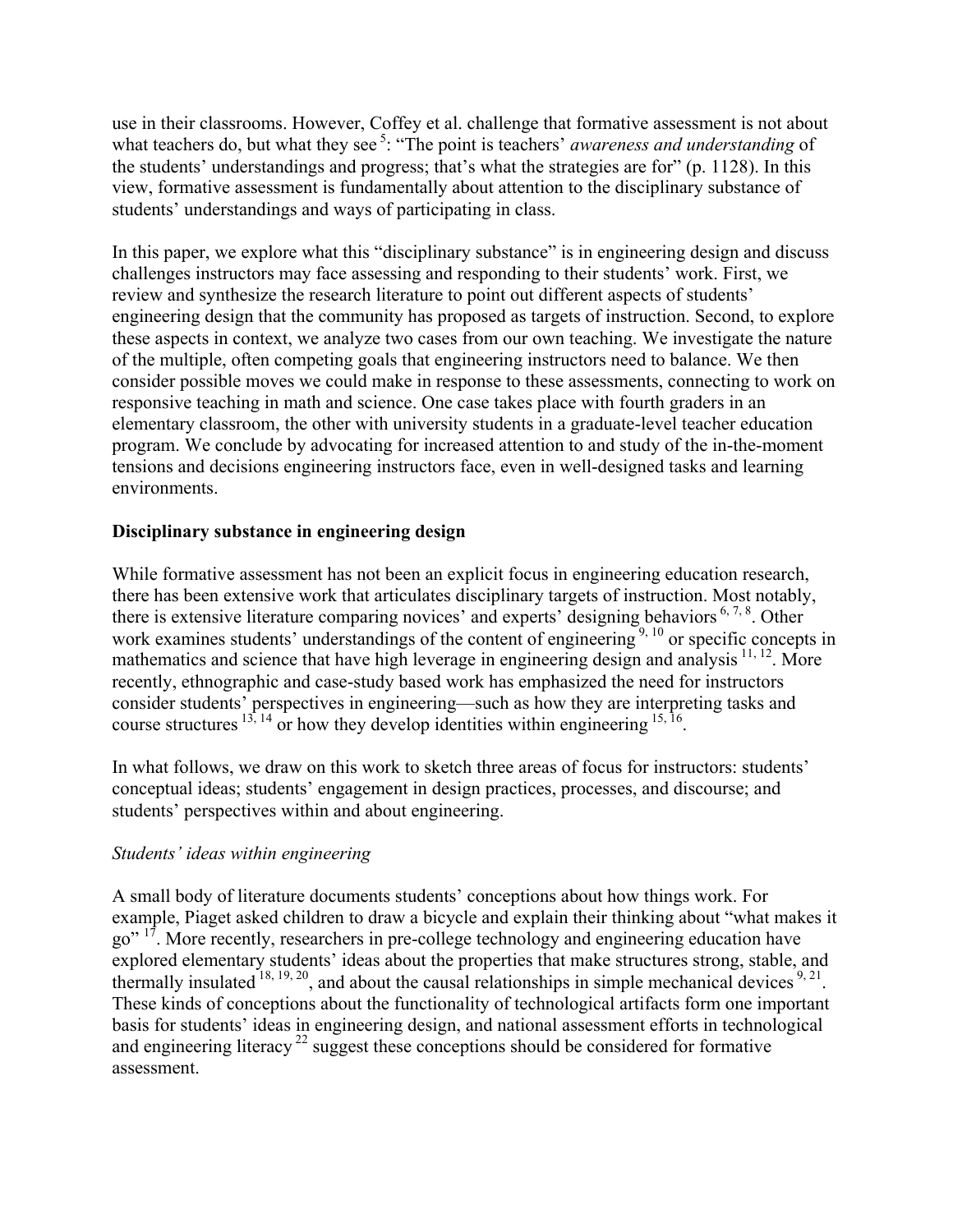use in their classrooms. However, Coffey et al. challenge that formative assessment is not about what teachers do, but what they see [5]: "The point is teachers' *awareness and understanding* of the students' understandings and progress; that's what the strategies are for" (p. 1128). In this view, formative assessment is fundamentally about attention to the disciplinary substance of students' understandings and ways of participating in class.

In this paper, we explore what this "disciplinary substance" is in engineering design and discuss challenges instructors may face assessing and responding to their students' work. First, we review and synthesize the research literature to point out different aspects of students' engineering design that the community has proposed as targets of instruction. Second, to explore these aspects in context, we analyze two cases from our own teaching. We investigate the nature of the multiple, often competing goals that engineering instructors need to balance. We then consider possible moves we could make in response to these assessments, connecting to work on responsive teaching in math and science. One case takes place with fourth graders in an elementary classroom, the other with university students in a graduate-level teacher education program. We conclude by advocating for increased attention to and study of the in-the-moment tensions and decisions engineering instructors face, even in well-designed tasks and learning environments.

**Disciplinary substance in engineering design**

While formative assessment has not been an explicit focus in engineering education research, there has been extensive work that articulates disciplinary targets of instruction. Most notably, there is extensive literature comparing novices' and experts' designing behaviors [6, 7, 8]. Other work examines students' understandings of the content of engineering [9, 10] or specific concepts in mathematics and science that have high leverage in engineering design and analysis [11, 12]. More recently, ethnographic and case-study based work has emphasized the need for instructors consider students' perspectives in engineering—such as how they are interpreting tasks and course structures [13, 14] or how they develop identities within engineering [15, 16].

In what follows, we draw on this work to sketch three areas of focus for instructors: students' conceptual ideas; students' engagement in design practices, processes, and discourse; and students' perspectives within and about engineering.

*Students' ideas within engineering*

A small body of literature documents students' conceptions about how things work. For example, Piaget asked children to draw a bicycle and explain their thinking about "what makes it go" [17]. More recently, researchers in pre-college technology and engineering education have explored elementary students' ideas about the properties that make structures strong, stable, and thermally insulated [18, 19, 20], and about the causal relationships in simple mechanical devices [9, 21]. These kinds of conceptions about the functionality of technological artifacts form one important basis for students' ideas in engineering design, and national assessment efforts in technological and engineering literacy [22] suggest these conceptions should be considered for formative assessment.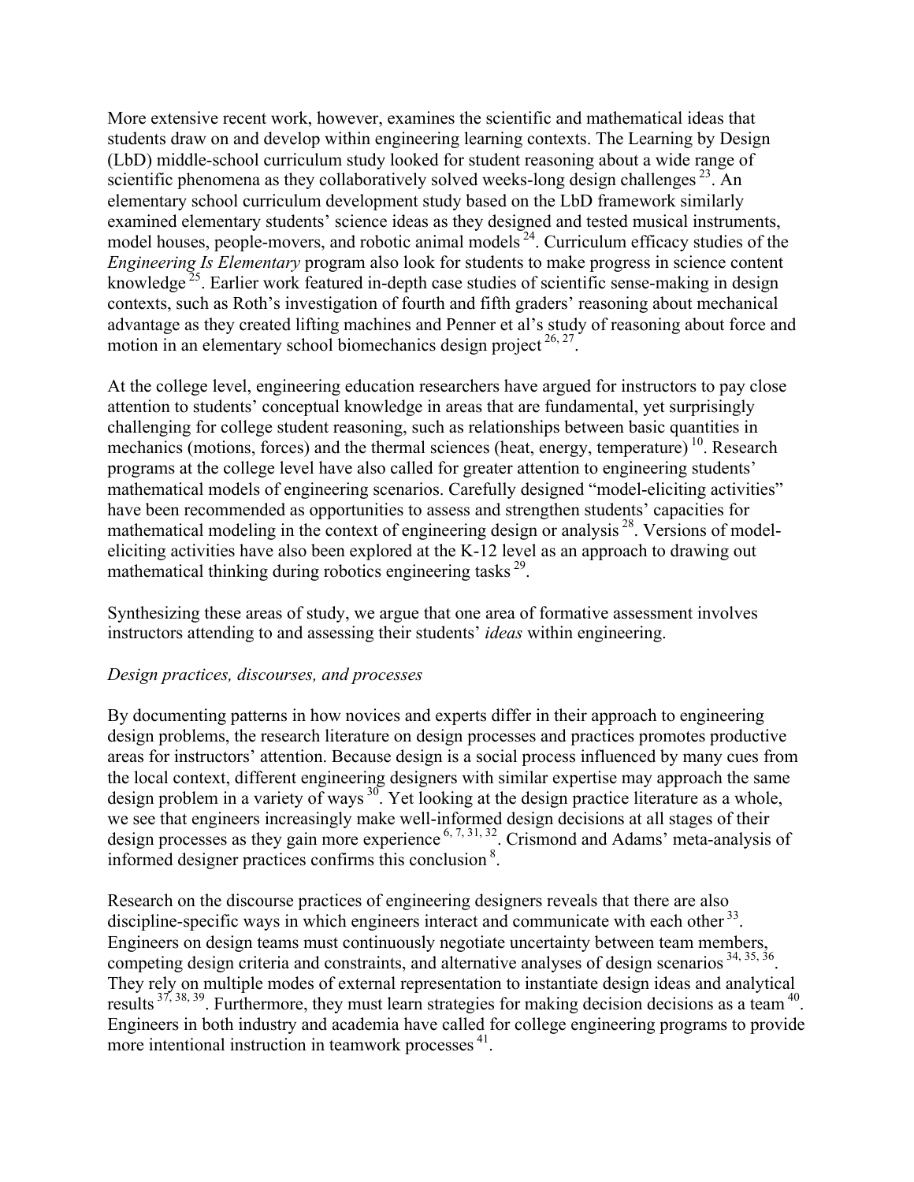More extensive recent work, however, examines the scientific and mathematical ideas that students draw on and develop within engineering learning contexts. The Learning by Design (LbD) middle-school curriculum study looked for student reasoning about a wide range of scientific phenomena as they collaboratively solved weeks-long design challenges [23]. An elementary school curriculum development study based on the LbD framework similarly examined elementary students' science ideas as they designed and tested musical instruments, model houses, people-movers, and robotic animal models [24]. Curriculum efficacy studies of the *Engineering Is Elementary* program also look for students to make progress in science content knowledge [25]. Earlier work featured in-depth case studies of scientific sense-making in design contexts, such as Roth's investigation of fourth and fifth graders' reasoning about mechanical advantage as they created lifting machines and Penner et al's study of reasoning about force and motion in an elementary school biomechanics design project [26, 27].

At the college level, engineering education researchers have argued for instructors to pay close attention to students' conceptual knowledge in areas that are fundamental, yet surprisingly challenging for college student reasoning, such as relationships between basic quantities in mechanics (motions, forces) and the thermal sciences (heat, energy, temperature) [10]. Research programs at the college level have also called for greater attention to engineering students' mathematical models of engineering scenarios. Carefully designed "model-eliciting activities" have been recommended as opportunities to assess and strengthen students' capacities for mathematical modeling in the context of engineering design or analysis [28]. Versions of model-eliciting activities have also been explored at the K-12 level as an approach to drawing out mathematical thinking during robotics engineering tasks [29].

Synthesizing these areas of study, we argue that one area of formative assessment involves instructors attending to and assessing their students' *ideas* within engineering.

*Design practices, discourses, and processes*

By documenting patterns in how novices and experts differ in their approach to engineering design problems, the research literature on design processes and practices promotes productive areas for instructors' attention. Because design is a social process influenced by many cues from the local context, different engineering designers with similar expertise may approach the same design problem in a variety of ways [30]. Yet looking at the design practice literature as a whole, we see that engineers increasingly make well-informed design decisions at all stages of their design processes as they gain more experience [6, 7, 31, 32]. Crismond and Adams' meta-analysis of informed designer practices confirms this conclusion [8].

Research on the discourse practices of engineering designers reveals that there are also discipline-specific ways in which engineers interact and communicate with each other [33]. Engineers on design teams must continuously negotiate uncertainty between team members, competing design criteria and constraints, and alternative analyses of design scenarios [34, 35, 36]. They rely on multiple modes of external representation to instantiate design ideas and analytical results [37, 38, 39]. Furthermore, they must learn strategies for making decision decisions as a team [40]. Engineers in both industry and academia have called for college engineering programs to provide more intentional instruction in teamwork processes [41].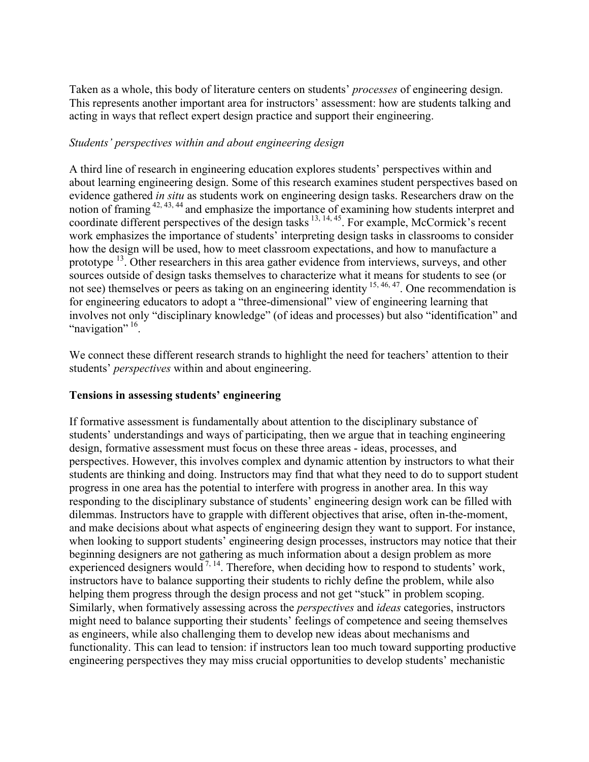Taken as a whole, this body of literature centers on students' *processes* of engineering design. This represents another important area for instructors' assessment: how are students talking and acting in ways that reflect expert design practice and support their engineering.

*Students' perspectives within and about engineering design*

A third line of research in engineering education explores students' perspectives within and about learning engineering design. Some of this research examines student perspectives based on evidence gathered *in situ* as students work on engineering design tasks. Researchers draw on the notion of framing [42, 43, 44] and emphasize the importance of examining how students interpret and coordinate different perspectives of the design tasks [13, 14, 45]. For example, McCormick's recent work emphasizes the importance of students' interpreting design tasks in classrooms to consider how the design will be used, how to meet classroom expectations, and how to manufacture a prototype [13]. Other researchers in this area gather evidence from interviews, surveys, and other sources outside of design tasks themselves to characterize what it means for students to see (or not see) themselves or peers as taking on an engineering identity [15, 46, 47]. One recommendation is for engineering educators to adopt a "three-dimensional" view of engineering learning that involves not only "disciplinary knowledge" (of ideas and processes) but also "identification" and "navigation" [16].

We connect these different research strands to highlight the need for teachers' attention to their students' *perspectives* within and about engineering.

**Tensions in assessing students' engineering**

If formative assessment is fundamentally about attention to the disciplinary substance of students' understandings and ways of participating, then we argue that in teaching engineering design, formative assessment must focus on these three areas - ideas, processes, and perspectives. However, this involves complex and dynamic attention by instructors to what their students are thinking and doing. Instructors may find that what they need to do to support student progress in one area has the potential to interfere with progress in another area. In this way responding to the disciplinary substance of students' engineering design work can be filled with dilemmas. Instructors have to grapple with different objectives that arise, often in-the-moment, and make decisions about what aspects of engineering design they want to support. For instance, when looking to support students' engineering design processes, instructors may notice that their beginning designers are not gathering as much information about a design problem as more experienced designers would [7, 14]. Therefore, when deciding how to respond to students' work, instructors have to balance supporting their students to richly define the problem, while also helping them progress through the design process and not get "stuck" in problem scoping. Similarly, when formatively assessing across the *perspectives* and *ideas* categories, instructors might need to balance supporting their students' feelings of competence and seeing themselves as engineers, while also challenging them to develop new ideas about mechanisms and functionality. This can lead to tension: if instructors lean too much toward supporting productive engineering perspectives they may miss crucial opportunities to develop students' mechanistic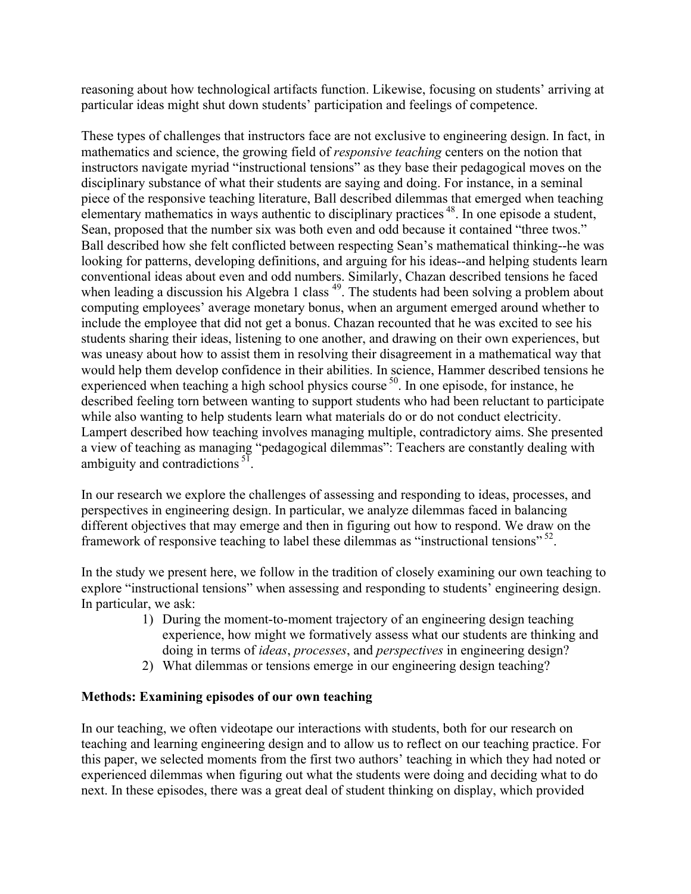reasoning about how technological artifacts function. Likewise, focusing on students' arriving at particular ideas might shut down students' participation and feelings of competence.

These types of challenges that instructors face are not exclusive to engineering design. In fact, in mathematics and science, the growing field of *responsive teaching* centers on the notion that instructors navigate myriad "instructional tensions" as they base their pedagogical moves on the disciplinary substance of what their students are saying and doing. For instance, in a seminal piece of the responsive teaching literature, Ball described dilemmas that emerged when teaching elementary mathematics in ways authentic to disciplinary practices [48]. In one episode a student, Sean, proposed that the number six was both even and odd because it contained "three twos." Ball described how she felt conflicted between respecting Sean's mathematical thinking--he was looking for patterns, developing definitions, and arguing for his ideas--and helping students learn conventional ideas about even and odd numbers. Similarly, Chazan described tensions he faced when leading a discussion his Algebra 1 class [49]. The students had been solving a problem about computing employees' average monetary bonus, when an argument emerged around whether to include the employee that did not get a bonus. Chazan recounted that he was excited to see his students sharing their ideas, listening to one another, and drawing on their own experiences, but was uneasy about how to assist them in resolving their disagreement in a mathematical way that would help them develop confidence in their abilities. In science, Hammer described tensions he experienced when teaching a high school physics course [50]. In one episode, for instance, he described feeling torn between wanting to support students who had been reluctant to participate while also wanting to help students learn what materials do or do not conduct electricity. Lampert described how teaching involves managing multiple, contradictory aims. She presented a view of teaching as managing "pedagogical dilemmas": Teachers are constantly dealing with ambiguity and contradictions [51].

In our research we explore the challenges of assessing and responding to ideas, processes, and perspectives in engineering design. In particular, we analyze dilemmas faced in balancing different objectives that may emerge and then in figuring out how to respond. We draw on the framework of responsive teaching to label these dilemmas as "instructional tensions" [52].

In the study we present here, we follow in the tradition of closely examining our own teaching to explore "instructional tensions" when assessing and responding to students' engineering design. In particular, we ask:

1) During the moment-to-moment trajectory of an engineering design teaching experience, how might we formatively assess what our students are thinking and doing in terms of *ideas*, *processes*, and *perspectives* in engineering design?
2) What dilemmas or tensions emerge in our engineering design teaching?

**Methods: Examining episodes of our own teaching**

In our teaching, we often videotape our interactions with students, both for our research on teaching and learning engineering design and to allow us to reflect on our teaching practice. For this paper, we selected moments from the first two authors' teaching in which they had noted or experienced dilemmas when figuring out what the students were doing and deciding what to do next. In these episodes, there was a great deal of student thinking on display, which provided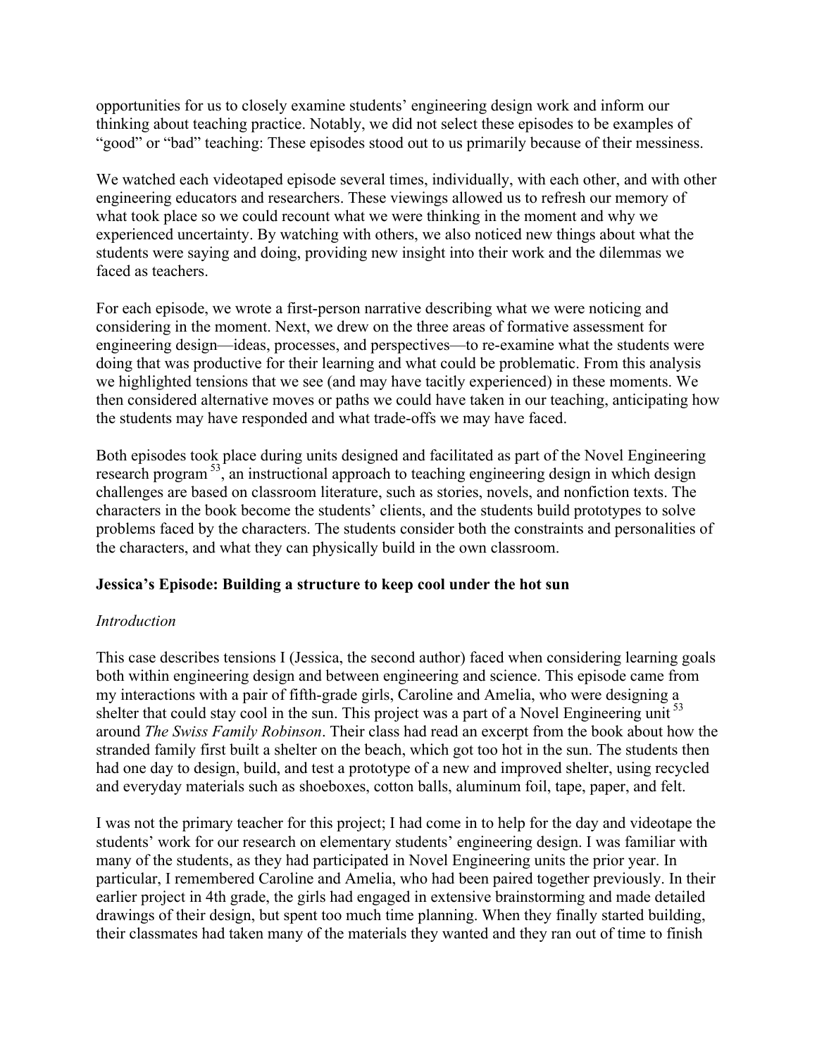opportunities for us to closely examine students' engineering design work and inform our thinking about teaching practice. Notably, we did not select these episodes to be examples of "good" or "bad" teaching: These episodes stood out to us primarily because of their messiness.

We watched each videotaped episode several times, individually, with each other, and with other engineering educators and researchers. These viewings allowed us to refresh our memory of what took place so we could recount what we were thinking in the moment and why we experienced uncertainty. By watching with others, we also noticed new things about what the students were saying and doing, providing new insight into their work and the dilemmas we faced as teachers.

For each episode, we wrote a first-person narrative describing what we were noticing and considering in the moment. Next, we drew on the three areas of formative assessment for engineering design—ideas, processes, and perspectives—to re-examine what the students were doing that was productive for their learning and what could be problematic. From this analysis we highlighted tensions that we see (and may have tacitly experienced) in these moments. We then considered alternative moves or paths we could have taken in our teaching, anticipating how the students may have responded and what trade-offs we may have faced.

Both episodes took place during units designed and facilitated as part of the Novel Engineering research program [53], an instructional approach to teaching engineering design in which design challenges are based on classroom literature, such as stories, novels, and nonfiction texts. The characters in the book become the students' clients, and the students build prototypes to solve problems faced by the characters. The students consider both the constraints and personalities of the characters, and what they can physically build in the own classroom.

**Jessica's Episode: Building a structure to keep cool under the hot sun**

*Introduction*

This case describes tensions I (Jessica, the second author) faced when considering learning goals both within engineering design and between engineering and science. This episode came from my interactions with a pair of fifth-grade girls, Caroline and Amelia, who were designing a shelter that could stay cool in the sun. This project was a part of a Novel Engineering unit [53] around *The Swiss Family Robinson*. Their class had read an excerpt from the book about how the stranded family first built a shelter on the beach, which got too hot in the sun. The students then had one day to design, build, and test a prototype of a new and improved shelter, using recycled and everyday materials such as shoeboxes, cotton balls, aluminum foil, tape, paper, and felt.

I was not the primary teacher for this project; I had come in to help for the day and videotape the students' work for our research on elementary students' engineering design. I was familiar with many of the students, as they had participated in Novel Engineering units the prior year. In particular, I remembered Caroline and Amelia, who had been paired together previously. In their earlier project in 4th grade, the girls had engaged in extensive brainstorming and made detailed drawings of their design, but spent too much time planning. When they finally started building, their classmates had taken many of the materials they wanted and they ran out of time to finish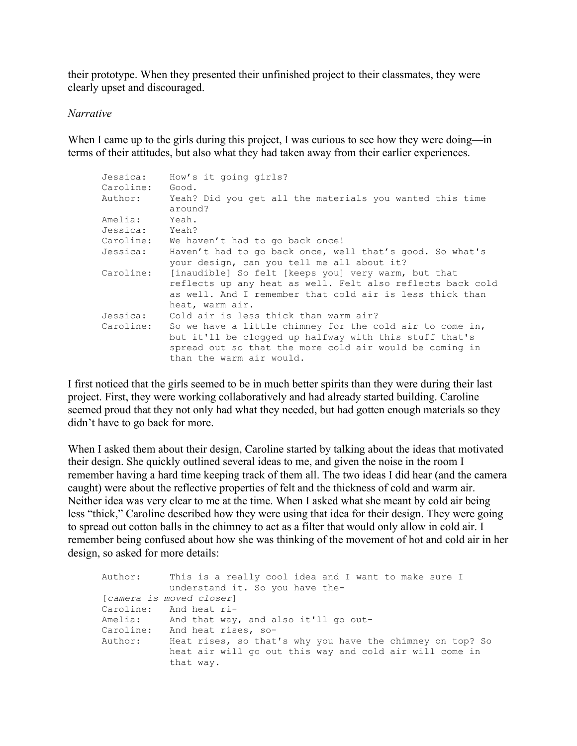their prototype. When they presented their unfinished project to their classmates, they were clearly upset and discouraged.

*Narrative*

When I came up to the girls during this project, I was curious to see how they were doing—in terms of their attitudes, but also what they had taken away from their earlier experiences.

```
Jessica:    How’s it going girls?
Caroline:   Good.
Author:     Yeah? Did you get all the materials you wanted this time
            around?
Amelia:     Yeah.
Jessica:    Yeah?
Caroline:   We haven’t had to go back once!
Jessica:    Haven’t had to go back once, well that’s good. So what's
            your design, can you tell me all about it?
Caroline:   [inaudible] So felt [keeps you] very warm, but that
            reflects up any heat as well. Felt also reflects back cold
            as well. And I remember that cold air is less thick than
            heat, warm air.
Jessica:    Cold air is less thick than warm air?
Caroline:   So we have a little chimney for the cold air to come in,
            but it'll be clogged up halfway with this stuff that's
            spread out so that the more cold air would be coming in
            than the warm air would.
```

I first noticed that the girls seemed to be in much better spirits than they were during their last project. First, they were working collaboratively and had already started building. Caroline seemed proud that they not only had what they needed, but had gotten enough materials so they didn’t have to go back for more.

When I asked them about their design, Caroline started by talking about the ideas that motivated their design. She quickly outlined several ideas to me, and given the noise in the room I remember having a hard time keeping track of them all. The two ideas I did hear (and the camera caught) were about the reflective properties of felt and the thickness of cold and warm air. Neither idea was very clear to me at the time. When I asked what she meant by cold air being less “thick,” Caroline described how they were using that idea for their design. They were going to spread out cotton balls in the chimney to act as a filter that would only allow in cold air. I remember being confused about how she was thinking of the movement of hot and cold air in her design, so asked for more details:

```
Author:     This is a really cool idea and I want to make sure I
            understand it. So you have the-
[camera is moved closer]
Caroline:   And heat ri-
Amelia:     And that way, and also it'll go out-
Caroline:   And heat rises, so-
Author:     Heat rises, so that's why you have the chimney on top? So
            heat air will go out this way and cold air will come in
            that way.
```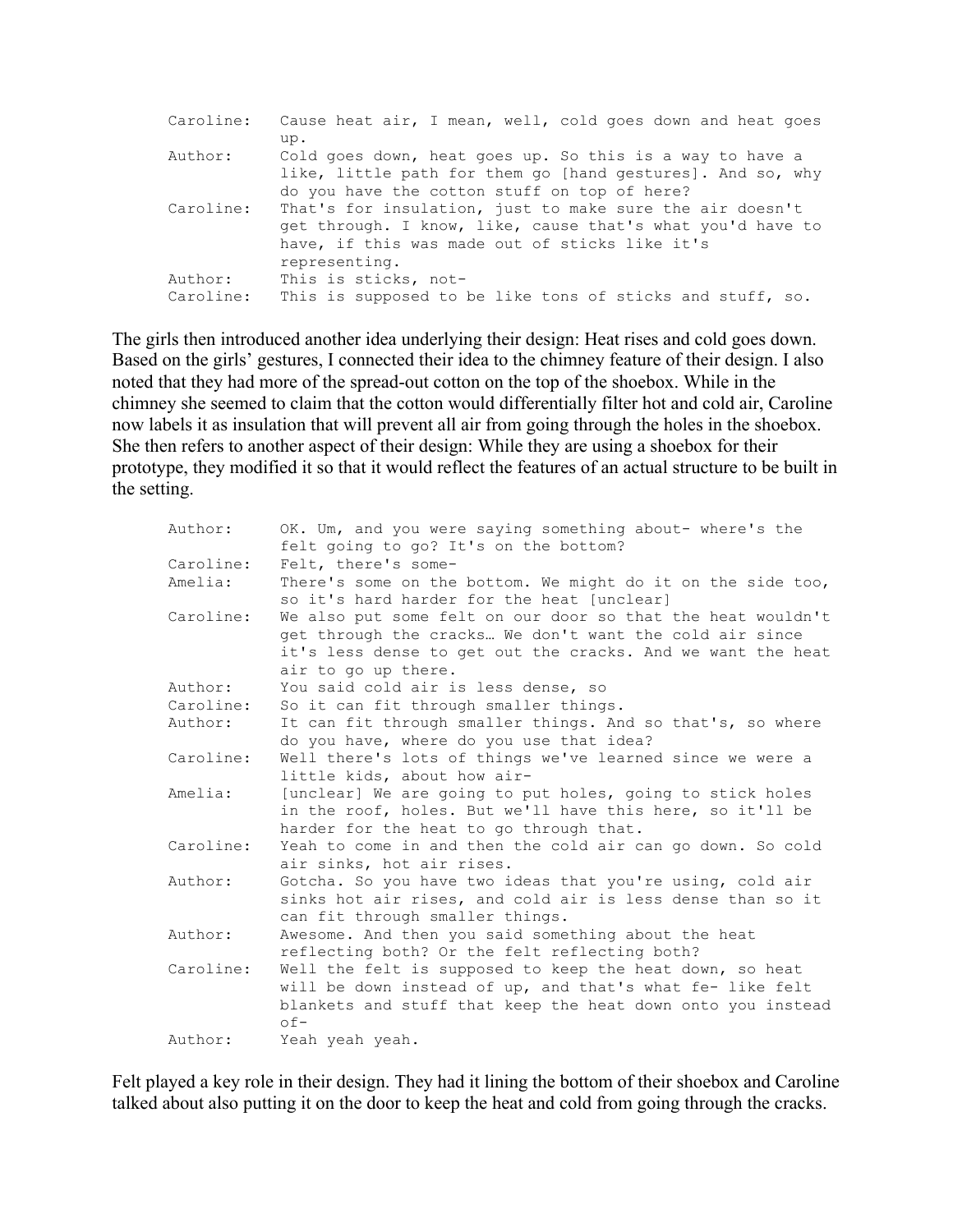| | |
|---|---|
| Caroline: | Cause heat air, I mean, well, cold goes down and heat goes up. |
| Author: | Cold goes down, heat goes up. So this is a way to have a like, little path for them go [hand gestures]. And so, why do you have the cotton stuff on top of here? |
| Caroline: | That's for insulation, just to make sure the air doesn't get through. I know, like, cause that's what you'd have to have, if this was made out of sticks like it's representing. |
| Author: | This is sticks, not- |
| Caroline: | This is supposed to be like tons of sticks and stuff, so. |

The girls then introduced another idea underlying their design: Heat rises and cold goes down. Based on the girls' gestures, I connected their idea to the chimney feature of their design. I also noted that they had more of the spread-out cotton on the top of the shoebox. While in the chimney she seemed to claim that the cotton would differentially filter hot and cold air, Caroline now labels it as insulation that will prevent all air from going through the holes in the shoebox. She then refers to another aspect of their design: While they are using a shoebox for their prototype, they modified it so that it would reflect the features of an actual structure to be built in the setting.

| | |
|---|---|
| Author: | OK. Um, and you were saying something about- where's the felt going to go? It's on the bottom? |
| Caroline: | Felt, there's some- |
| Amelia: | There's some on the bottom. We might do it on the side too, so it's hard harder for the heat [unclear] |
| Caroline: | We also put some felt on our door so that the heat wouldn't get through the cracks… We don't want the cold air since it's less dense to get out the cracks. And we want the heat air to go up there. |
| Author: | You said cold air is less dense, so |
| Caroline: | So it can fit through smaller things. |
| Author: | It can fit through smaller things. And so that's, so where do you have, where do you use that idea? |
| Caroline: | Well there's lots of things we've learned since we were a little kids, about how air- |
| Amelia: | [unclear] We are going to put holes, going to stick holes in the roof, holes. But we'll have this here, so it'll be harder for the heat to go through that. |
| Caroline: | Yeah to come in and then the cold air can go down. So cold air sinks, hot air rises. |
| Author: | Gotcha. So you have two ideas that you're using, cold air sinks hot air rises, and cold air is less dense than so it can fit through smaller things. |
| Author: | Awesome. And then you said something about the heat reflecting both? Or the felt reflecting both? |
| Caroline: | Well the felt is supposed to keep the heat down, so heat will be down instead of up, and that's what fe- like felt blankets and stuff that keep the heat down onto you instead of- |
| Author: | Yeah yeah yeah. |

Felt played a key role in their design. They had it lining the bottom of their shoebox and Caroline talked about also putting it on the door to keep the heat and cold from going through the cracks.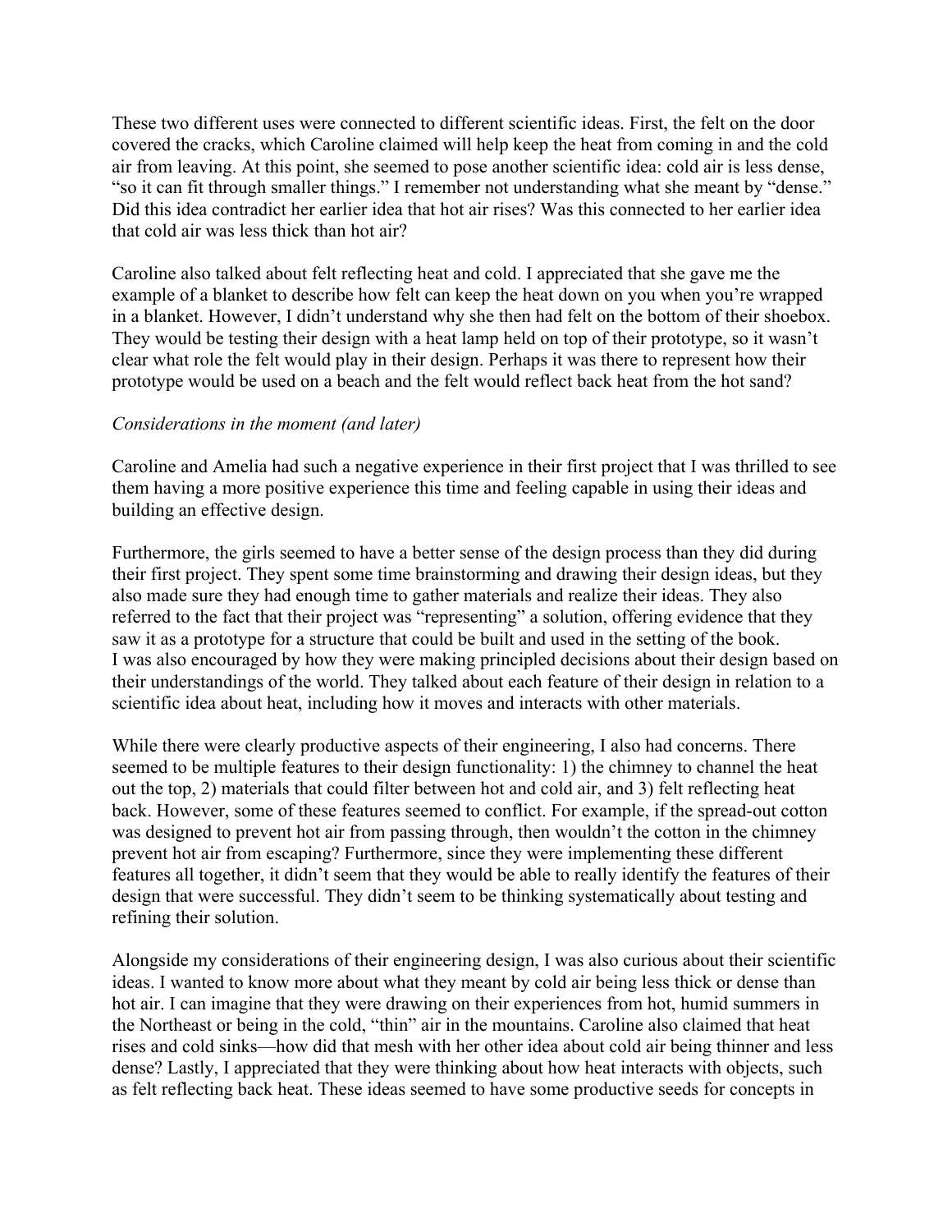These two different uses were connected to different scientific ideas. First, the felt on the door covered the cracks, which Caroline claimed will help keep the heat from coming in and the cold air from leaving. At this point, she seemed to pose another scientific idea: cold air is less dense, "so it can fit through smaller things." I remember not understanding what she meant by "dense." Did this idea contradict her earlier idea that hot air rises? Was this connected to her earlier idea that cold air was less thick than hot air?

Caroline also talked about felt reflecting heat and cold. I appreciated that she gave me the example of a blanket to describe how felt can keep the heat down on you when you're wrapped in a blanket. However, I didn't understand why she then had felt on the bottom of their shoebox. They would be testing their design with a heat lamp held on top of their prototype, so it wasn't clear what role the felt would play in their design. Perhaps it was there to represent how their prototype would be used on a beach and the felt would reflect back heat from the hot sand?

*Considerations in the moment (and later)*

Caroline and Amelia had such a negative experience in their first project that I was thrilled to see them having a more positive experience this time and feeling capable in using their ideas and building an effective design.

Furthermore, the girls seemed to have a better sense of the design process than they did during their first project. They spent some time brainstorming and drawing their design ideas, but they also made sure they had enough time to gather materials and realize their ideas. They also referred to the fact that their project was "representing" a solution, offering evidence that they saw it as a prototype for a structure that could be built and used in the setting of the book.
I was also encouraged by how they were making principled decisions about their design based on their understandings of the world. They talked about each feature of their design in relation to a scientific idea about heat, including how it moves and interacts with other materials.

While there were clearly productive aspects of their engineering, I also had concerns. There seemed to be multiple features to their design functionality: 1) the chimney to channel the heat out the top, 2) materials that could filter between hot and cold air, and 3) felt reflecting heat back. However, some of these features seemed to conflict. For example, if the spread-out cotton was designed to prevent hot air from passing through, then wouldn't the cotton in the chimney prevent hot air from escaping? Furthermore, since they were implementing these different features all together, it didn't seem that they would be able to really identify the features of their design that were successful. They didn't seem to be thinking systematically about testing and refining their solution.

Alongside my considerations of their engineering design, I was also curious about their scientific ideas. I wanted to know more about what they meant by cold air being less thick or dense than hot air. I can imagine that they were drawing on their experiences from hot, humid summers in the Northeast or being in the cold, "thin" air in the mountains. Caroline also claimed that heat rises and cold sinks—how did that mesh with her other idea about cold air being thinner and less dense? Lastly, I appreciated that they were thinking about how heat interacts with objects, such as felt reflecting back heat. These ideas seemed to have some productive seeds for concepts in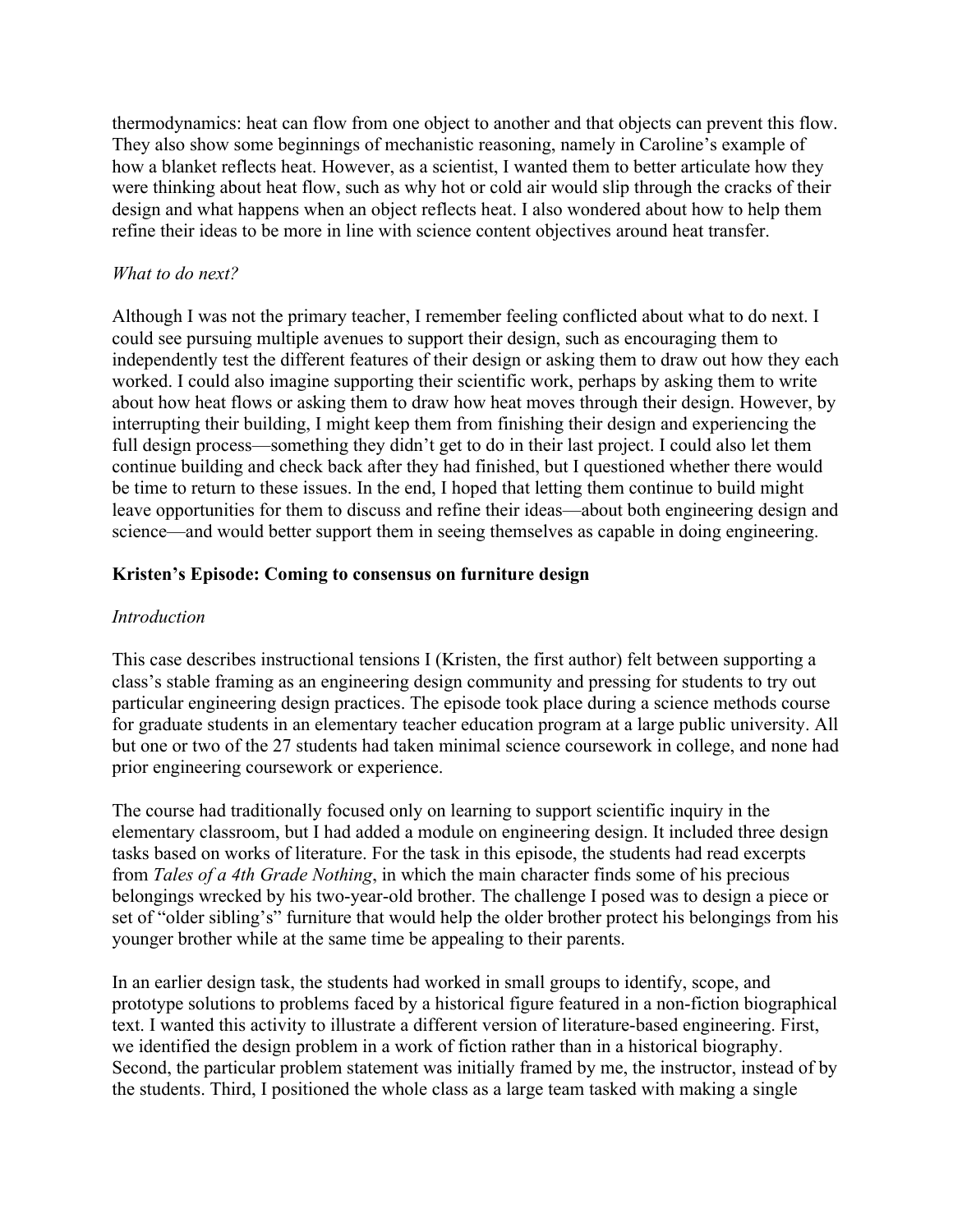thermodynamics: heat can flow from one object to another and that objects can prevent this flow. They also show some beginnings of mechanistic reasoning, namely in Caroline's example of how a blanket reflects heat. However, as a scientist, I wanted them to better articulate how they were thinking about heat flow, such as why hot or cold air would slip through the cracks of their design and what happens when an object reflects heat. I also wondered about how to help them refine their ideas to be more in line with science content objectives around heat transfer.

*What to do next?*

Although I was not the primary teacher, I remember feeling conflicted about what to do next. I could see pursuing multiple avenues to support their design, such as encouraging them to independently test the different features of their design or asking them to draw out how they each worked. I could also imagine supporting their scientific work, perhaps by asking them to write about how heat flows or asking them to draw how heat moves through their design. However, by interrupting their building, I might keep them from finishing their design and experiencing the full design process—something they didn't get to do in their last project. I could also let them continue building and check back after they had finished, but I questioned whether there would be time to return to these issues. In the end, I hoped that letting them continue to build might leave opportunities for them to discuss and refine their ideas—about both engineering design and science—and would better support them in seeing themselves as capable in doing engineering.

**Kristen's Episode: Coming to consensus on furniture design**

*Introduction*

This case describes instructional tensions I (Kristen, the first author) felt between supporting a class's stable framing as an engineering design community and pressing for students to try out particular engineering design practices. The episode took place during a science methods course for graduate students in an elementary teacher education program at a large public university. All but one or two of the 27 students had taken minimal science coursework in college, and none had prior engineering coursework or experience.

The course had traditionally focused only on learning to support scientific inquiry in the elementary classroom, but I had added a module on engineering design. It included three design tasks based on works of literature. For the task in this episode, the students had read excerpts from *Tales of a 4th Grade Nothing*, in which the main character finds some of his precious belongings wrecked by his two-year-old brother. The challenge I posed was to design a piece or set of "older sibling's" furniture that would help the older brother protect his belongings from his younger brother while at the same time be appealing to their parents.

In an earlier design task, the students had worked in small groups to identify, scope, and prototype solutions to problems faced by a historical figure featured in a non-fiction biographical text. I wanted this activity to illustrate a different version of literature-based engineering. First, we identified the design problem in a work of fiction rather than in a historical biography. Second, the particular problem statement was initially framed by me, the instructor, instead of by the students. Third, I positioned the whole class as a large team tasked with making a single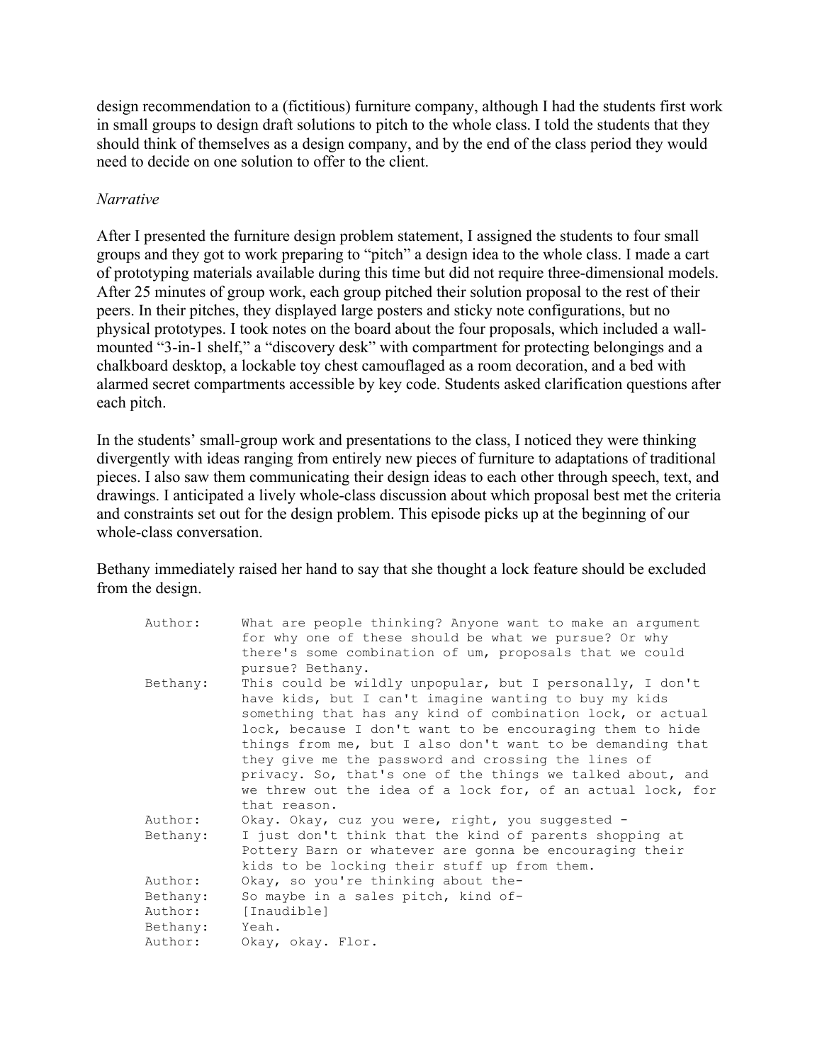design recommendation to a (fictitious) furniture company, although I had the students first work in small groups to design draft solutions to pitch to the whole class. I told the students that they should think of themselves as a design company, and by the end of the class period they would need to decide on one solution to offer to the client.

*Narrative*

After I presented the furniture design problem statement, I assigned the students to four small groups and they got to work preparing to "pitch" a design idea to the whole class. I made a cart of prototyping materials available during this time but did not require three-dimensional models. After 25 minutes of group work, each group pitched their solution proposal to the rest of their peers. In their pitches, they displayed large posters and sticky note configurations, but no physical prototypes. I took notes on the board about the four proposals, which included a wall-mounted "3-in-1 shelf," a "discovery desk" with compartment for protecting belongings and a chalkboard desktop, a lockable toy chest camouflaged as a room decoration, and a bed with alarmed secret compartments accessible by key code. Students asked clarification questions after each pitch.

In the students' small-group work and presentations to the class, I noticed they were thinking divergently with ideas ranging from entirely new pieces of furniture to adaptations of traditional pieces. I also saw them communicating their design ideas to each other through speech, text, and drawings. I anticipated a lively whole-class discussion about which proposal best met the criteria and constraints set out for the design problem. This episode picks up at the beginning of our whole-class conversation.

Bethany immediately raised her hand to say that she thought a lock feature should be excluded from the design.

```
Author:     What are people thinking? Anyone want to make an argument
            for why one of these should be what we pursue? Or why
            there's some combination of um, proposals that we could
            pursue? Bethany.
Bethany:    This could be wildly unpopular, but I personally, I don't
            have kids, but I can't imagine wanting to buy my kids
            something that has any kind of combination lock, or actual
            lock, because I don't want to be encouraging them to hide
            things from me, but I also don't want to be demanding that
            they give me the password and crossing the lines of
            privacy. So, that's one of the things we talked about, and
            we threw out the idea of a lock for, of an actual lock, for
            that reason.
Author:     Okay. Okay, cuz you were, right, you suggested -
Bethany:    I just don't think that the kind of parents shopping at
            Pottery Barn or whatever are gonna be encouraging their
            kids to be locking their stuff up from them.
Author:     Okay, so you're thinking about the-
Bethany:    So maybe in a sales pitch, kind of-
Author:     [Inaudible]
Bethany:    Yeah.
Author:     Okay, okay. Flor.
```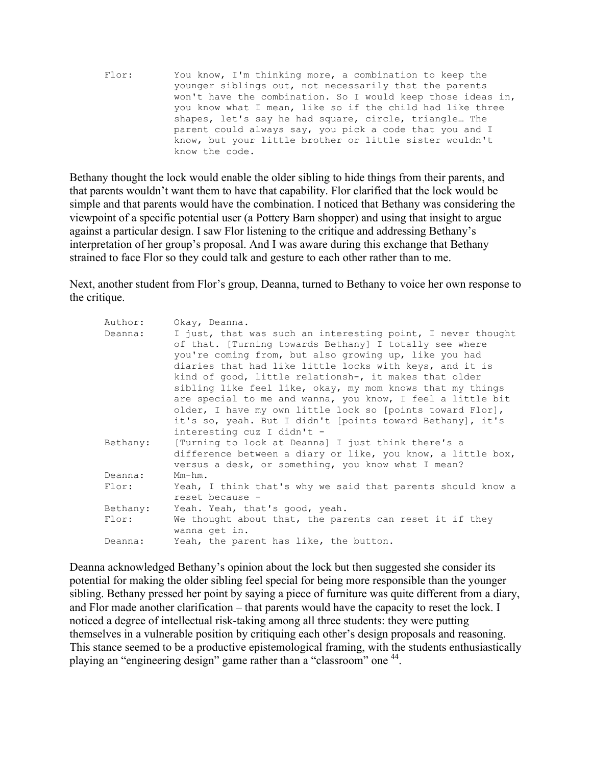```
Flor:       You know, I'm thinking more, a combination to keep the
            younger siblings out, not necessarily that the parents
            won't have the combination. So I would keep those ideas in,
            you know what I mean, like so if the child had like three
            shapes, let's say he had square, circle, triangle… The
            parent could always say, you pick a code that you and I
            know, but your little brother or little sister wouldn't
            know the code.
```

Bethany thought the lock would enable the older sibling to hide things from their parents, and that parents wouldn't want them to have that capability. Flor clarified that the lock would be simple and that parents would have the combination. I noticed that Bethany was considering the viewpoint of a specific potential user (a Pottery Barn shopper) and using that insight to argue against a particular design. I saw Flor listening to the critique and addressing Bethany's interpretation of her group's proposal. And I was aware during this exchange that Bethany strained to face Flor so they could talk and gesture to each other rather than to me.

Next, another student from Flor's group, Deanna, turned to Bethany to voice her own response to the critique.

```
Author:     Okay, Deanna.
Deanna:     I just, that was such an interesting point, I never thought
            of that. [Turning towards Bethany] I totally see where
            you're coming from, but also growing up, like you had
            diaries that had like little locks with keys, and it is
            kind of good, little relationsh-, it makes that older
            sibling like feel like, okay, my mom knows that my things
            are special to me and wanna, you know, I feel a little bit
            older, I have my own little lock so [points toward Flor],
            it's so, yeah. But I didn't [points toward Bethany], it's
            interesting cuz I didn't -
Bethany:    [Turning to look at Deanna] I just think there's a
            difference between a diary or like, you know, a little box,
            versus a desk, or something, you know what I mean?
Deanna:     Mm-hm.
Flor:       Yeah, I think that's why we said that parents should know a
            reset because -
Bethany:    Yeah. Yeah, that's good, yeah.
Flor:       We thought about that, the parents can reset it if they
            wanna get in.
Deanna:     Yeah, the parent has like, the button.
```

Deanna acknowledged Bethany's opinion about the lock but then suggested she consider its potential for making the older sibling feel special for being more responsible than the younger sibling. Bethany pressed her point by saying a piece of furniture was quite different from a diary, and Flor made another clarification – that parents would have the capacity to reset the lock. I noticed a degree of intellectual risk-taking among all three students: they were putting themselves in a vulnerable position by critiquing each other's design proposals and reasoning. This stance seemed to be a productive epistemological framing, with the students enthusiastically playing an "engineering design" game rather than a "classroom" one [44].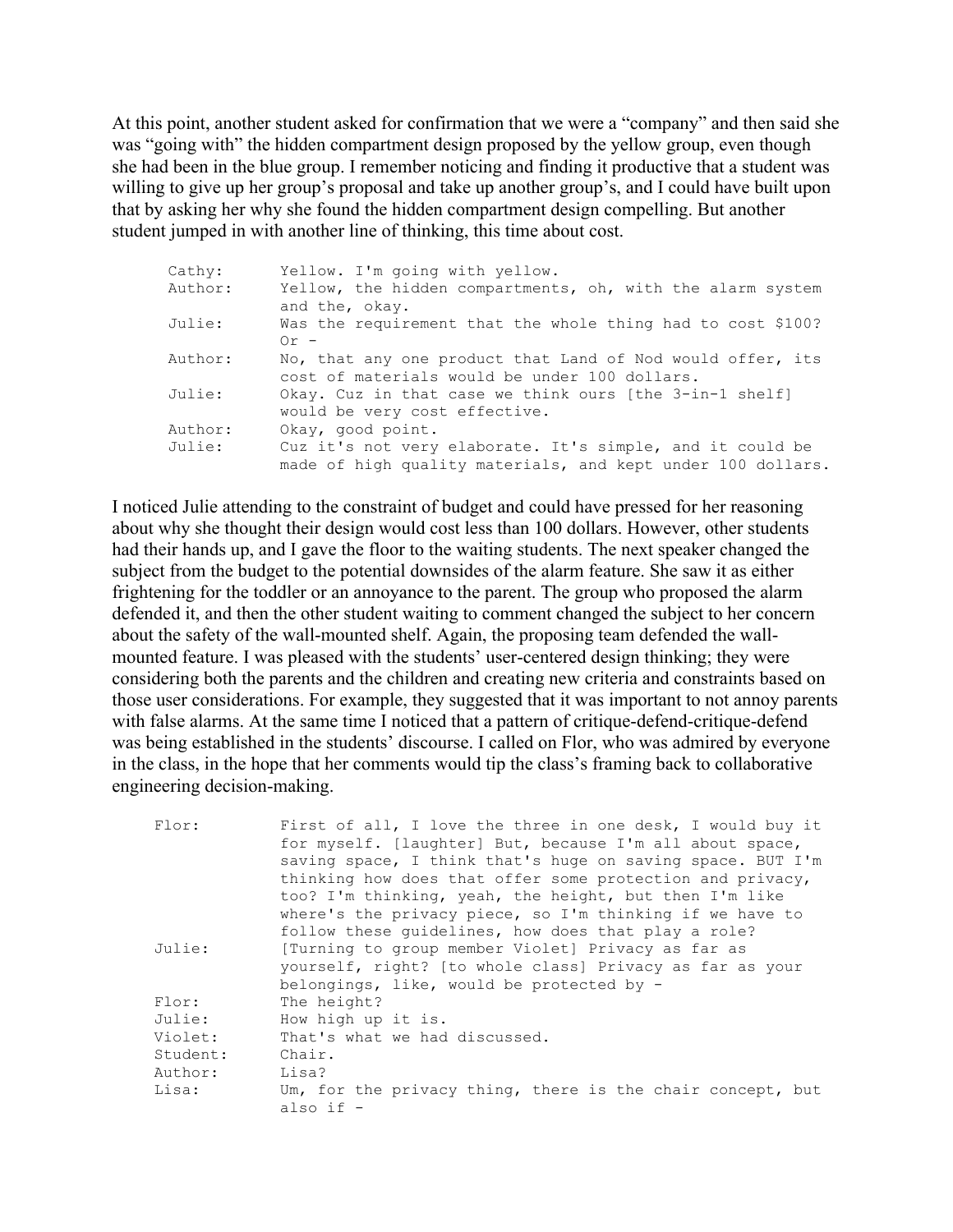At this point, another student asked for confirmation that we were a "company" and then said she was "going with" the hidden compartment design proposed by the yellow group, even though she had been in the blue group. I remember noticing and finding it productive that a student was willing to give up her group's proposal and take up another group's, and I could have built upon that by asking her why she found the hidden compartment design compelling. But another student jumped in with another line of thinking, this time about cost.

```
Cathy:      Yellow. I'm going with yellow.
Author:     Yellow, the hidden compartments, oh, with the alarm system
            and the, okay.
Julie:      Was the requirement that the whole thing had to cost $100?
            Or -
Author:     No, that any one product that Land of Nod would offer, its
            cost of materials would be under 100 dollars.
Julie:      Okay. Cuz in that case we think ours [the 3-in-1 shelf]
            would be very cost effective.
Author:     Okay, good point.
Julie:      Cuz it's not very elaborate. It's simple, and it could be
            made of high quality materials, and kept under 100 dollars.
```

I noticed Julie attending to the constraint of budget and could have pressed for her reasoning about why she thought their design would cost less than 100 dollars. However, other students had their hands up, and I gave the floor to the waiting students. The next speaker changed the subject from the budget to the potential downsides of the alarm feature. She saw it as either frightening for the toddler or an annoyance to the parent. The group who proposed the alarm defended it, and then the other student waiting to comment changed the subject to her concern about the safety of the wall-mounted shelf. Again, the proposing team defended the wall-mounted feature. I was pleased with the students' user-centered design thinking; they were considering both the parents and the children and creating new criteria and constraints based on those user considerations. For example, they suggested that it was important to not annoy parents with false alarms. At the same time I noticed that a pattern of critique-defend-critique-defend was being established in the students' discourse. I called on Flor, who was admired by everyone in the class, in the hope that her comments would tip the class's framing back to collaborative engineering decision-making.

```
Flor:       First of all, I love the three in one desk, I would buy it
            for myself. [laughter] But, because I'm all about space,
            saving space, I think that's huge on saving space. BUT I'm
            thinking how does that offer some protection and privacy,
            too? I'm thinking, yeah, the height, but then I'm like
            where's the privacy piece, so I'm thinking if we have to
            follow these guidelines, how does that play a role?
Julie:      [Turning to group member Violet] Privacy as far as
            yourself, right? [to whole class] Privacy as far as your
            belongings, like, would be protected by -
Flor:       The height?
Julie:      How high up it is.
Violet:     That's what we had discussed.
Student:    Chair.
Author:     Lisa?
Lisa:       Um, for the privacy thing, there is the chair concept, but
            also if -
```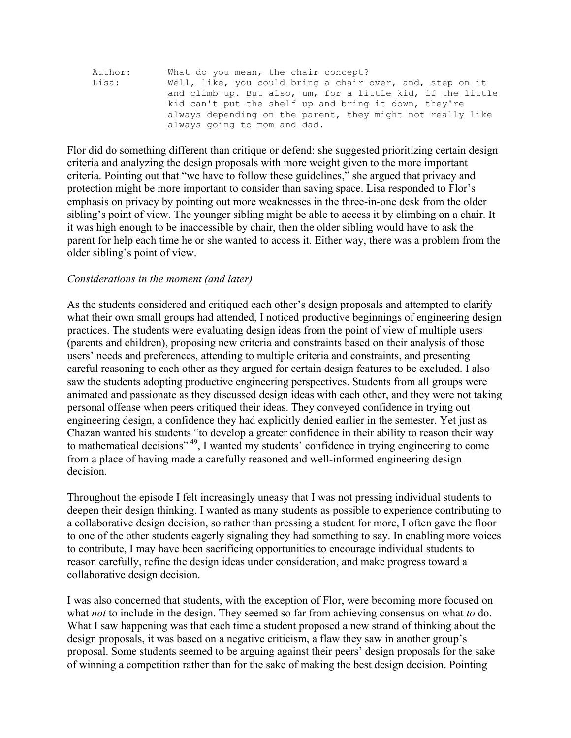```
Author:     What do you mean, the chair concept?
Lisa:       Well, like, you could bring a chair over, and, step on it
            and climb up. But also, um, for a little kid, if the little
            kid can't put the shelf up and bring it down, they're
            always depending on the parent, they might not really like
            always going to mom and dad.
```

Flor did do something different than critique or defend: she suggested prioritizing certain design criteria and analyzing the design proposals with more weight given to the more important criteria. Pointing out that "we have to follow these guidelines," she argued that privacy and protection might be more important to consider than saving space. Lisa responded to Flor's emphasis on privacy by pointing out more weaknesses in the three-in-one desk from the older sibling's point of view. The younger sibling might be able to access it by climbing on a chair. It it was high enough to be inaccessible by chair, then the older sibling would have to ask the parent for help each time he or she wanted to access it. Either way, there was a problem from the older sibling's point of view.

*Considerations in the moment (and later)*

As the students considered and critiqued each other's design proposals and attempted to clarify what their own small groups had attended, I noticed productive beginnings of engineering design practices. The students were evaluating design ideas from the point of view of multiple users (parents and children), proposing new criteria and constraints based on their analysis of those users' needs and preferences, attending to multiple criteria and constraints, and presenting careful reasoning to each other as they argued for certain design features to be excluded. I also saw the students adopting productive engineering perspectives. Students from all groups were animated and passionate as they discussed design ideas with each other, and they were not taking personal offense when peers critiqued their ideas. They conveyed confidence in trying out engineering design, a confidence they had explicitly denied earlier in the semester. Yet just as Chazan wanted his students "to develop a greater confidence in their ability to reason their way to mathematical decisions"[49], I wanted my students' confidence in trying engineering to come from a place of having made a carefully reasoned and well-informed engineering design decision.

Throughout the episode I felt increasingly uneasy that I was not pressing individual students to deepen their design thinking. I wanted as many students as possible to experience contributing to a collaborative design decision, so rather than pressing a student for more, I often gave the floor to one of the other students eagerly signaling they had something to say. In enabling more voices to contribute, I may have been sacrificing opportunities to encourage individual students to reason carefully, refine the design ideas under consideration, and make progress toward a collaborative design decision.

I was also concerned that students, with the exception of Flor, were becoming more focused on what *not* to include in the design. They seemed so far from achieving consensus on what *to* do. What I saw happening was that each time a student proposed a new strand of thinking about the design proposals, it was based on a negative criticism, a flaw they saw in another group's proposal. Some students seemed to be arguing against their peers' design proposals for the sake of winning a competition rather than for the sake of making the best design decision. Pointing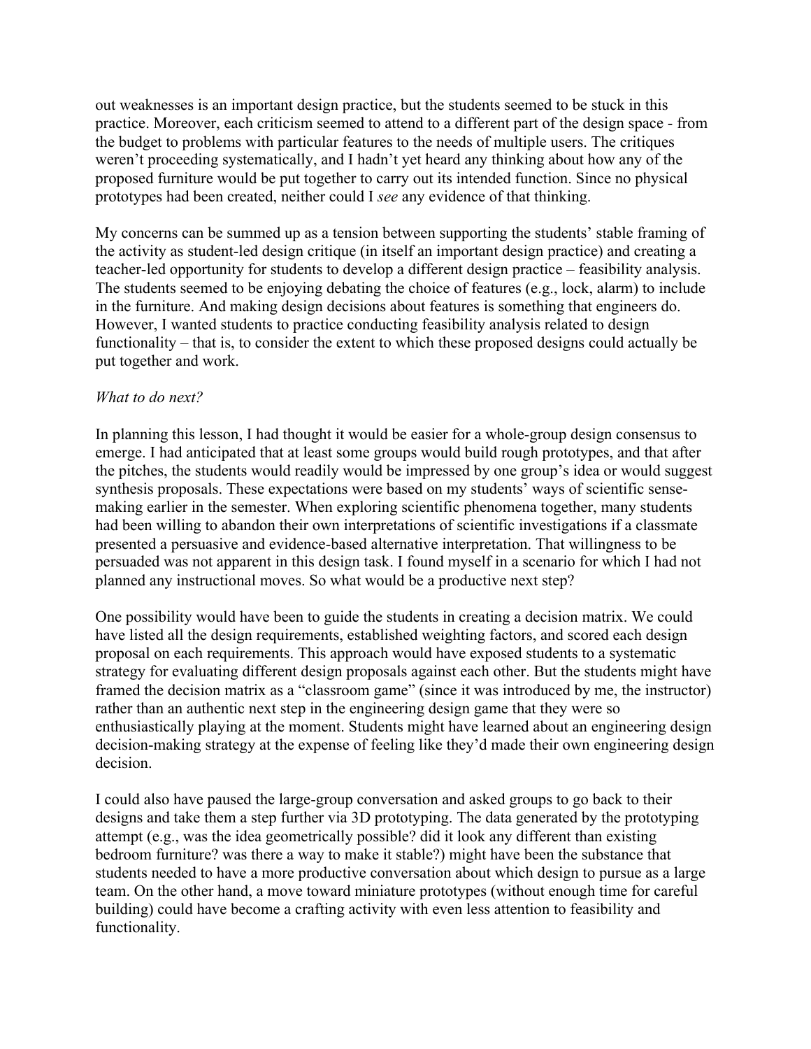out weaknesses is an important design practice, but the students seemed to be stuck in this practice. Moreover, each criticism seemed to attend to a different part of the design space - from the budget to problems with particular features to the needs of multiple users. The critiques weren't proceeding systematically, and I hadn't yet heard any thinking about how any of the proposed furniture would be put together to carry out its intended function. Since no physical prototypes had been created, neither could I *see* any evidence of that thinking.

My concerns can be summed up as a tension between supporting the students' stable framing of the activity as student-led design critique (in itself an important design practice) and creating a teacher-led opportunity for students to develop a different design practice – feasibility analysis. The students seemed to be enjoying debating the choice of features (e.g., lock, alarm) to include in the furniture. And making design decisions about features is something that engineers do. However, I wanted students to practice conducting feasibility analysis related to design functionality – that is, to consider the extent to which these proposed designs could actually be put together and work.

*What to do next?*

In planning this lesson, I had thought it would be easier for a whole-group design consensus to emerge. I had anticipated that at least some groups would build rough prototypes, and that after the pitches, the students would readily would be impressed by one group's idea or would suggest synthesis proposals. These expectations were based on my students' ways of scientific sense-making earlier in the semester. When exploring scientific phenomena together, many students had been willing to abandon their own interpretations of scientific investigations if a classmate presented a persuasive and evidence-based alternative interpretation. That willingness to be persuaded was not apparent in this design task. I found myself in a scenario for which I had not planned any instructional moves. So what would be a productive next step?

One possibility would have been to guide the students in creating a decision matrix. We could have listed all the design requirements, established weighting factors, and scored each design proposal on each requirements. This approach would have exposed students to a systematic strategy for evaluating different design proposals against each other. But the students might have framed the decision matrix as a "classroom game" (since it was introduced by me, the instructor) rather than an authentic next step in the engineering design game that they were so enthusiastically playing at the moment. Students might have learned about an engineering design decision-making strategy at the expense of feeling like they'd made their own engineering design decision.

I could also have paused the large-group conversation and asked groups to go back to their designs and take them a step further via 3D prototyping. The data generated by the prototyping attempt (e.g., was the idea geometrically possible? did it look any different than existing bedroom furniture? was there a way to make it stable?) might have been the substance that students needed to have a more productive conversation about which design to pursue as a large team. On the other hand, a move toward miniature prototypes (without enough time for careful building) could have become a crafting activity with even less attention to feasibility and functionality.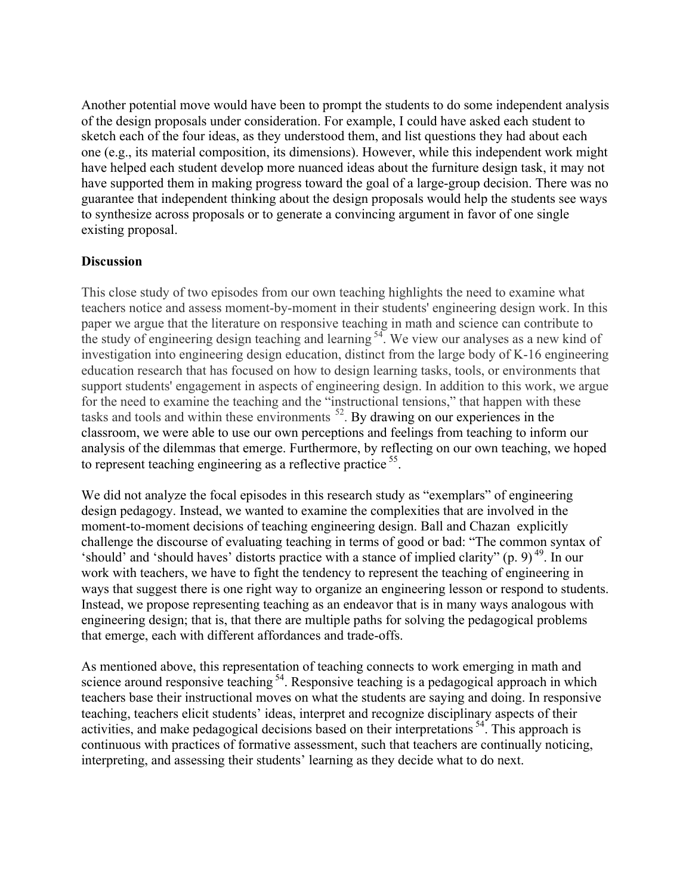Another potential move would have been to prompt the students to do some independent analysis of the design proposals under consideration. For example, I could have asked each student to sketch each of the four ideas, as they understood them, and list questions they had about each one (e.g., its material composition, its dimensions). However, while this independent work might have helped each student develop more nuanced ideas about the furniture design task, it may not have supported them in making progress toward the goal of a large-group decision. There was no guarantee that independent thinking about the design proposals would help the students see ways to synthesize across proposals or to generate a convincing argument in favor of one single existing proposal.

**Discussion**

This close study of two episodes from our own teaching highlights the need to examine what teachers notice and assess moment-by-moment in their students' engineering design work. In this paper we argue that the literature on responsive teaching in math and science can contribute to the study of engineering design teaching and learning [54]. We view our analyses as a new kind of investigation into engineering design education, distinct from the large body of K-16 engineering education research that has focused on how to design learning tasks, tools, or environments that support students' engagement in aspects of engineering design. In addition to this work, we argue for the need to examine the teaching and the "instructional tensions," that happen with these tasks and tools and within these environments [52]. By drawing on our experiences in the classroom, we were able to use our own perceptions and feelings from teaching to inform our analysis of the dilemmas that emerge. Furthermore, by reflecting on our own teaching, we hoped to represent teaching engineering as a reflective practice [55].

We did not analyze the focal episodes in this research study as "exemplars" of engineering design pedagogy. Instead, we wanted to examine the complexities that are involved in the moment-to-moment decisions of teaching engineering design. Ball and Chazan explicitly challenge the discourse of evaluating teaching in terms of good or bad: "The common syntax of 'should' and 'should haves' distorts practice with a stance of implied clarity" (p. 9) [49]. In our work with teachers, we have to fight the tendency to represent the teaching of engineering in ways that suggest there is one right way to organize an engineering lesson or respond to students. Instead, we propose representing teaching as an endeavor that is in many ways analogous with engineering design; that is, that there are multiple paths for solving the pedagogical problems that emerge, each with different affordances and trade-offs.

As mentioned above, this representation of teaching connects to work emerging in math and science around responsive teaching [54]. Responsive teaching is a pedagogical approach in which teachers base their instructional moves on what the students are saying and doing. In responsive teaching, teachers elicit students' ideas, interpret and recognize disciplinary aspects of their activities, and make pedagogical decisions based on their interpretations [54]. This approach is continuous with practices of formative assessment, such that teachers are continually noticing, interpreting, and assessing their students' learning as they decide what to do next.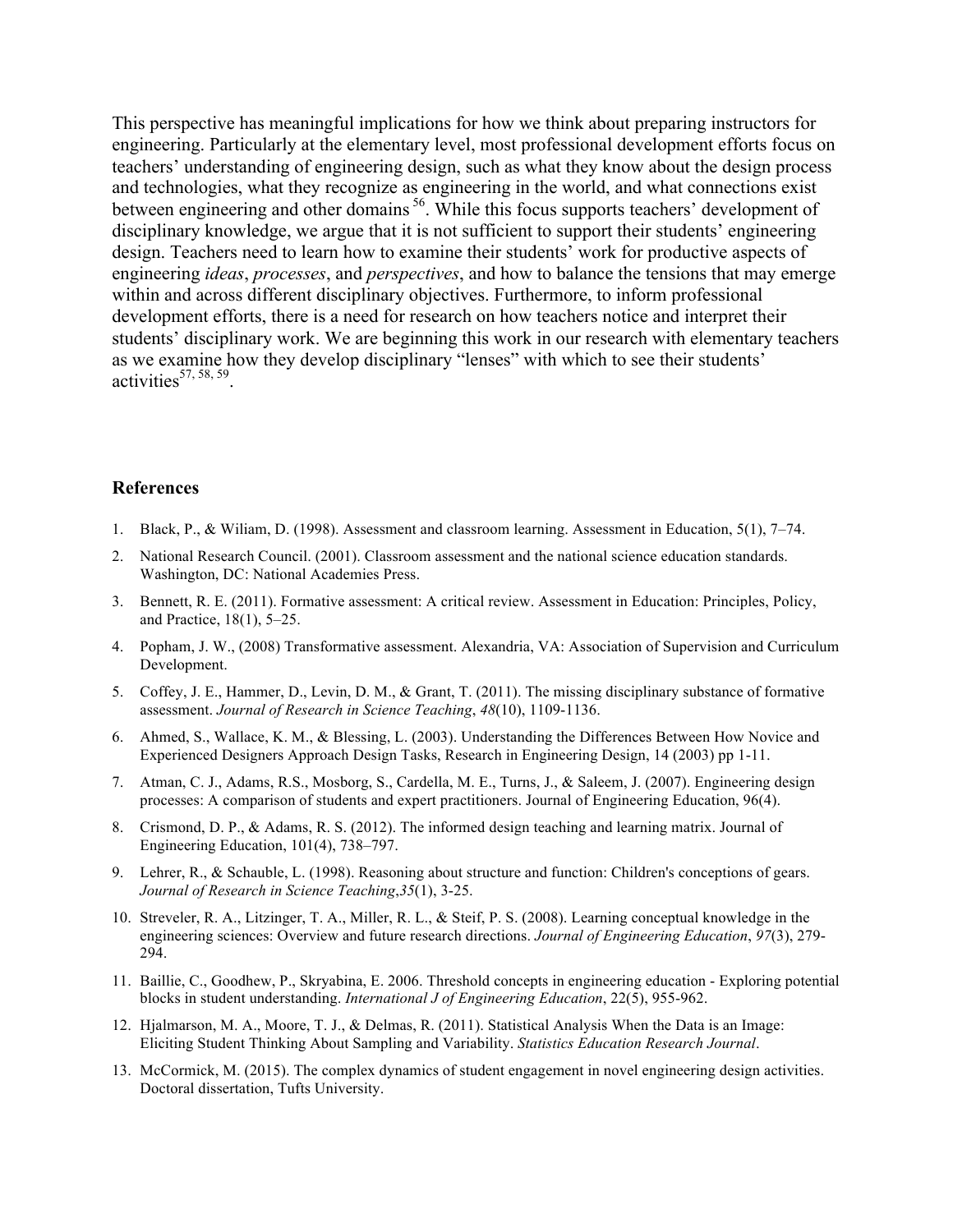This perspective has meaningful implications for how we think about preparing instructors for engineering. Particularly at the elementary level, most professional development efforts focus on teachers' understanding of engineering design, such as what they know about the design process and technologies, what they recognize as engineering in the world, and what connections exist between engineering and other domains [56]. While this focus supports teachers' development of disciplinary knowledge, we argue that it is not sufficient to support their students' engineering design. Teachers need to learn how to examine their students' work for productive aspects of engineering *ideas*, *processes*, and *perspectives*, and how to balance the tensions that may emerge within and across different disciplinary objectives. Furthermore, to inform professional development efforts, there is a need for research on how teachers notice and interpret their students' disciplinary work. We are beginning this work in our research with elementary teachers as we examine how they develop disciplinary "lenses" with which to see their students' activities[57, 58, 59].

## References

1. Black, P., & Wiliam, D. (1998). Assessment and classroom learning. Assessment in Education, 5(1), 7–74.
2. National Research Council. (2001). Classroom assessment and the national science education standards. Washington, DC: National Academies Press.
3. Bennett, R. E. (2011). Formative assessment: A critical review. Assessment in Education: Principles, Policy, and Practice, 18(1), 5–25.
4. Popham, J. W., (2008) Transformative assessment. Alexandria, VA: Association of Supervision and Curriculum Development.
5. Coffey, J. E., Hammer, D., Levin, D. M., & Grant, T. (2011). The missing disciplinary substance of formative assessment. *Journal of Research in Science Teaching*, *48*(10), 1109-1136.
6. Ahmed, S., Wallace, K. M., & Blessing, L. (2003). Understanding the Differences Between How Novice and Experienced Designers Approach Design Tasks, Research in Engineering Design, 14 (2003) pp 1-11.
7. Atman, C. J., Adams, R.S., Mosborg, S., Cardella, M. E., Turns, J., & Saleem, J. (2007). Engineering design processes: A comparison of students and expert practitioners. Journal of Engineering Education, 96(4).
8. Crismond, D. P., & Adams, R. S. (2012). The informed design teaching and learning matrix. Journal of Engineering Education, 101(4), 738–797.
9. Lehrer, R., & Schauble, L. (1998). Reasoning about structure and function: Children's conceptions of gears. *Journal of Research in Science Teaching*,*35*(1), 3-25.
10. Streveler, R. A., Litzinger, T. A., Miller, R. L., & Steif, P. S. (2008). Learning conceptual knowledge in the engineering sciences: Overview and future research directions. *Journal of Engineering Education*, *97*(3), 279-294.
11. Baillie, C., Goodhew, P., Skryabina, E. 2006. Threshold concepts in engineering education - Exploring potential blocks in student understanding. *International J of Engineering Education*, 22(5), 955-962.
12. Hjalmarson, M. A., Moore, T. J., & Delmas, R. (2011). Statistical Analysis When the Data is an Image: Eliciting Student Thinking About Sampling and Variability. *Statistics Education Research Journal*.
13. McCormick, M. (2015). The complex dynamics of student engagement in novel engineering design activities. Doctoral dissertation, Tufts University.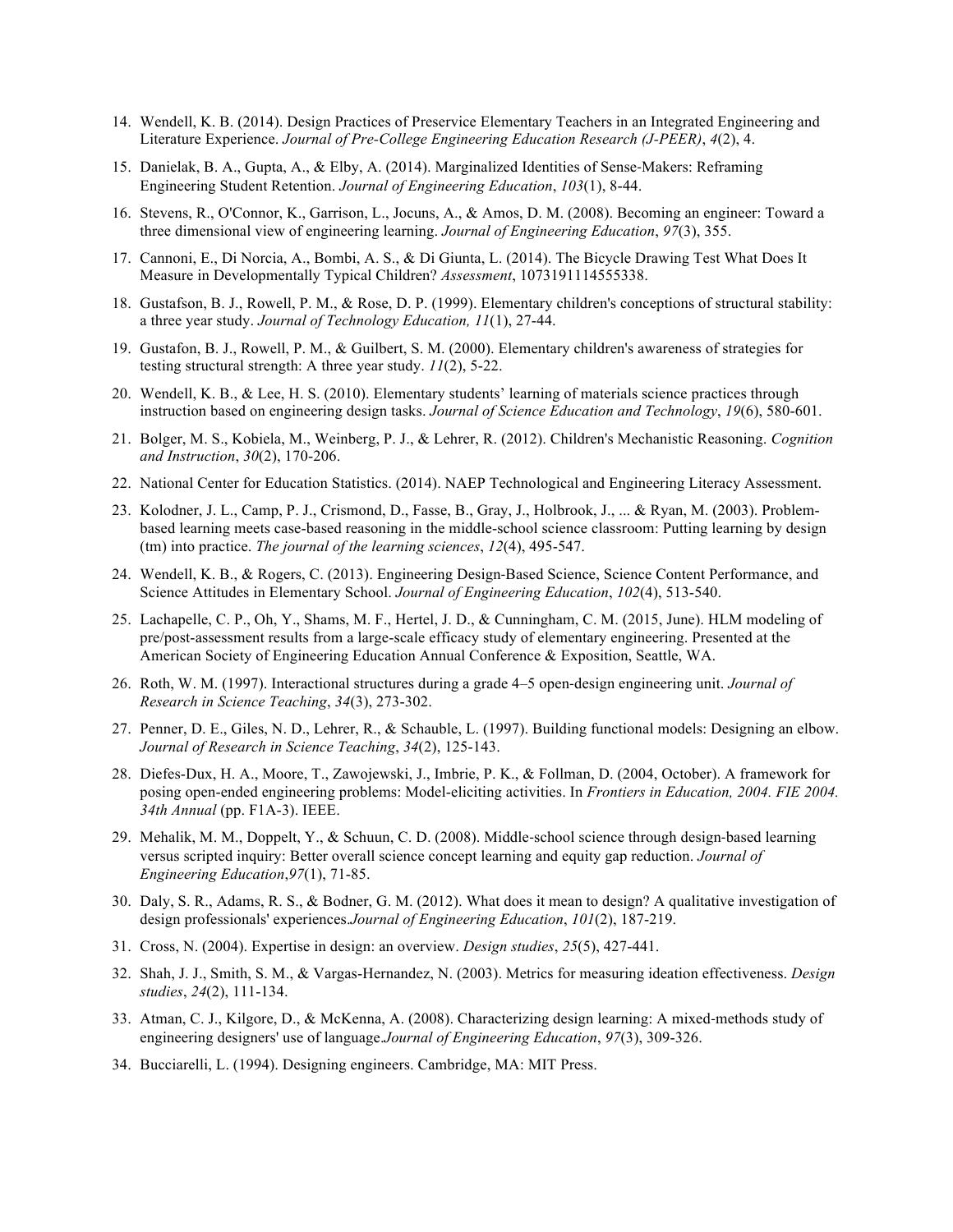14. Wendell, K. B. (2014). Design Practices of Preservice Elementary Teachers in an Integrated Engineering and Literature Experience. *Journal of Pre-College Engineering Education Research (J-PEER)*, *4*(2), 4.
15. Danielak, B. A., Gupta, A., & Elby, A. (2014). Marginalized Identities of Sense-Makers: Reframing Engineering Student Retention. *Journal of Engineering Education*, *103*(1), 8-44.
16. Stevens, R., O'Connor, K., Garrison, L., Jocuns, A., & Amos, D. M. (2008). Becoming an engineer: Toward a three dimensional view of engineering learning. *Journal of Engineering Education*, *97*(3), 355.
17. Cannoni, E., Di Norcia, A., Bombi, A. S., & Di Giunta, L. (2014). The Bicycle Drawing Test What Does It Measure in Developmentally Typical Children? *Assessment*, 1073191114555338.
18. Gustafson, B. J., Rowell, P. M., & Rose, D. P. (1999). Elementary children's conceptions of structural stability: a three year study. *Journal of Technology Education, 11*(1), 27-44.
19. Gustafon, B. J., Rowell, P. M., & Guilbert, S. M. (2000). Elementary children's awareness of strategies for testing structural strength: A three year study. *11*(2), 5-22.
20. Wendell, K. B., & Lee, H. S. (2010). Elementary students' learning of materials science practices through instruction based on engineering design tasks. *Journal of Science Education and Technology*, *19*(6), 580-601.
21. Bolger, M. S., Kobiela, M., Weinberg, P. J., & Lehrer, R. (2012). Children's Mechanistic Reasoning. *Cognition and Instruction*, *30*(2), 170-206.
22. National Center for Education Statistics. (2014). NAEP Technological and Engineering Literacy Assessment.
23. Kolodner, J. L., Camp, P. J., Crismond, D., Fasse, B., Gray, J., Holbrook, J., ... & Ryan, M. (2003). Problem-based learning meets case-based reasoning in the middle-school science classroom: Putting learning by design (tm) into practice. *The journal of the learning sciences*, *12*(4), 495-547.
24. Wendell, K. B., & Rogers, C. (2013). Engineering Design-Based Science, Science Content Performance, and Science Attitudes in Elementary School. *Journal of Engineering Education*, *102*(4), 513-540.
25. Lachapelle, C. P., Oh, Y., Shams, M. F., Hertel, J. D., & Cunningham, C. M. (2015, June). HLM modeling of pre/post-assessment results from a large-scale efficacy study of elementary engineering. Presented at the American Society of Engineering Education Annual Conference & Exposition, Seattle, WA.
26. Roth, W. M. (1997). Interactional structures during a grade 4–5 open-design engineering unit. *Journal of Research in Science Teaching*, *34*(3), 273-302.
27. Penner, D. E., Giles, N. D., Lehrer, R., & Schauble, L. (1997). Building functional models: Designing an elbow. *Journal of Research in Science Teaching*, *34*(2), 125-143.
28. Diefes-Dux, H. A., Moore, T., Zawojewski, J., Imbrie, P. K., & Follman, D. (2004, October). A framework for posing open-ended engineering problems: Model-eliciting activities. In *Frontiers in Education, 2004. FIE 2004. 34th Annual* (pp. F1A-3). IEEE.
29. Mehalik, M. M., Doppelt, Y., & Schuun, C. D. (2008). Middle-school science through design-based learning versus scripted inquiry: Better overall science concept learning and equity gap reduction. *Journal of Engineering Education*,*97*(1), 71-85.
30. Daly, S. R., Adams, R. S., & Bodner, G. M. (2012). What does it mean to design? A qualitative investigation of design professionals' experiences.*Journal of Engineering Education*, *101*(2), 187-219.
31. Cross, N. (2004). Expertise in design: an overview. *Design studies*, *25*(5), 427-441.
32. Shah, J. J., Smith, S. M., & Vargas-Hernandez, N. (2003). Metrics for measuring ideation effectiveness. *Design studies*, *24*(2), 111-134.
33. Atman, C. J., Kilgore, D., & McKenna, A. (2008). Characterizing design learning: A mixed-methods study of engineering designers' use of language.*Journal of Engineering Education*, *97*(3), 309-326.
34. Bucciarelli, L. (1994). Designing engineers. Cambridge, MA: MIT Press.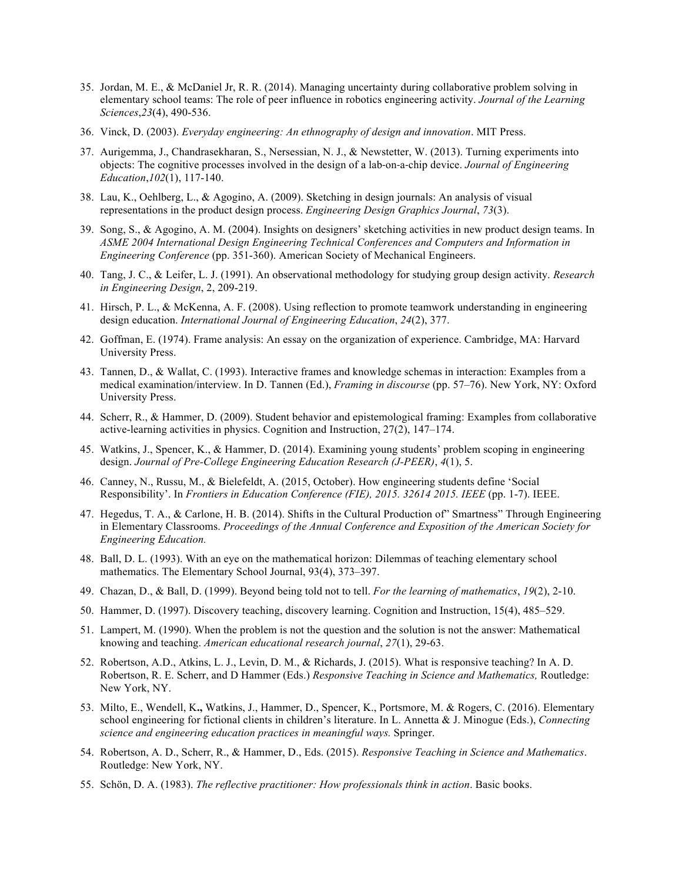35. Jordan, M. E., & McDaniel Jr, R. R. (2014). Managing uncertainty during collaborative problem solving in elementary school teams: The role of peer influence in robotics engineering activity. *Journal of the Learning Sciences*,*23*(4), 490-536.
36. Vinck, D. (2003). *Everyday engineering: An ethnography of design and innovation*. MIT Press.
37. Aurigemma, J., Chandrasekharan, S., Nersessian, N. J., & Newstetter, W. (2013). Turning experiments into objects: The cognitive processes involved in the design of a lab-on-a-chip device. *Journal of Engineering Education*,*102*(1), 117-140.
38. Lau, K., Oehlberg, L., & Agogino, A. (2009). Sketching in design journals: An analysis of visual representations in the product design process. *Engineering Design Graphics Journal*, *73*(3).
39. Song, S., & Agogino, A. M. (2004). Insights on designers' sketching activities in new product design teams. In *ASME 2004 International Design Engineering Technical Conferences and Computers and Information in Engineering Conference* (pp. 351-360). American Society of Mechanical Engineers.
40. Tang, J. C., & Leifer, L. J. (1991). An observational methodology for studying group design activity. *Research in Engineering Design*, 2, 209-219.
41. Hirsch, P. L., & McKenna, A. F. (2008). Using reflection to promote teamwork understanding in engineering design education. *International Journal of Engineering Education*, *24*(2), 377.
42. Goffman, E. (1974). Frame analysis: An essay on the organization of experience. Cambridge, MA: Harvard University Press.
43. Tannen, D., & Wallat, C. (1993). Interactive frames and knowledge schemas in interaction: Examples from a medical examination/interview. In D. Tannen (Ed.), *Framing in discourse* (pp. 57–76). New York, NY: Oxford University Press.
44. Scherr, R., & Hammer, D. (2009). Student behavior and epistemological framing: Examples from collaborative active-learning activities in physics. Cognition and Instruction, 27(2), 147–174.
45. Watkins, J., Spencer, K., & Hammer, D. (2014). Examining young students' problem scoping in engineering design. *Journal of Pre-College Engineering Education Research (J-PEER)*, *4*(1), 5.
46. Canney, N., Russu, M., & Bielefeldt, A. (2015, October). How engineering students define 'Social Responsibility'. In *Frontiers in Education Conference (FIE), 2015. 32614 2015. IEEE* (pp. 1-7). IEEE.
47. Hegedus, T. A., & Carlone, H. B. (2014). Shifts in the Cultural Production of" Smartness" Through Engineering in Elementary Classrooms. *Proceedings of the Annual Conference and Exposition of the American Society for Engineering Education.*
48. Ball, D. L. (1993). With an eye on the mathematical horizon: Dilemmas of teaching elementary school mathematics. The Elementary School Journal, 93(4), 373–397.
49. Chazan, D., & Ball, D. (1999). Beyond being told not to tell. *For the learning of mathematics*, *19*(2), 2-10.
50. Hammer, D. (1997). Discovery teaching, discovery learning. Cognition and Instruction, 15(4), 485–529.
51. Lampert, M. (1990). When the problem is not the question and the solution is not the answer: Mathematical knowing and teaching. *American educational research journal*, *27*(1), 29-63.
52. Robertson, A.D., Atkins, L. J., Levin, D. M., & Richards, J. (2015). What is responsive teaching? In A. D. Robertson, R. E. Scherr, and D Hammer (Eds.) *Responsive Teaching in Science and Mathematics,* Routledge: New York, NY.
53. Milto, E., Wendell, K**.,** Watkins, J., Hammer, D., Spencer, K., Portsmore, M. & Rogers, C. (2016). Elementary school engineering for fictional clients in children's literature. In L. Annetta & J. Minogue (Eds.), *Connecting science and engineering education practices in meaningful ways.* Springer.
54. Robertson, A. D., Scherr, R., & Hammer, D., Eds. (2015). *Responsive Teaching in Science and Mathematics*. Routledge: New York, NY.
55. Schön, D. A. (1983). *The reflective practitioner: How professionals think in action*. Basic books.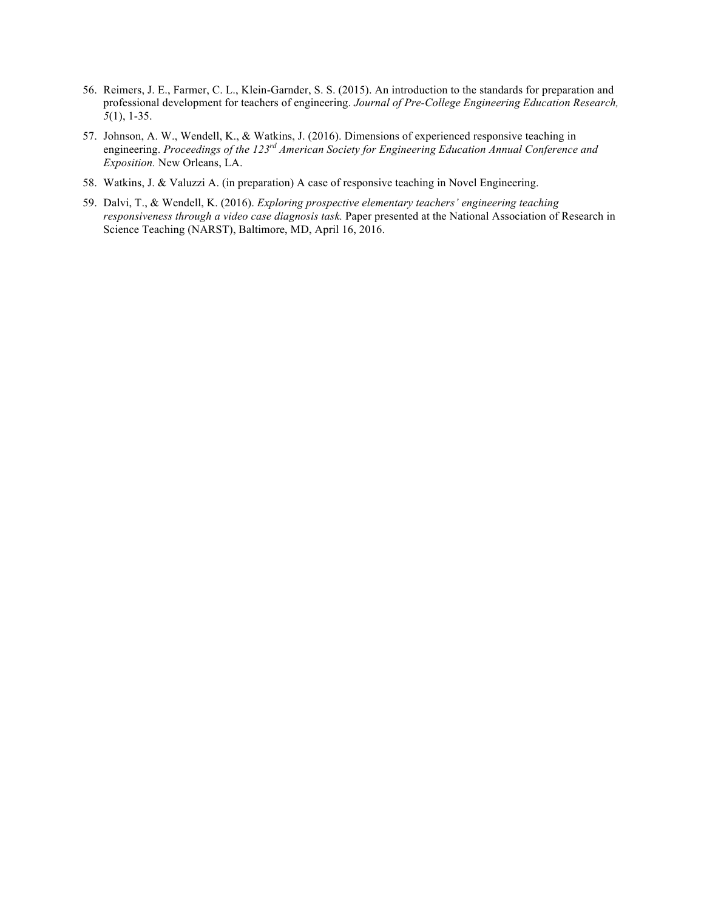56. Reimers, J. E., Farmer, C. L., Klein-Garnder, S. S. (2015). An introduction to the standards for preparation and professional development for teachers of engineering. *Journal of Pre-College Engineering Education Research, 5*(1), 1-35.
57. Johnson, A. W., Wendell, K., & Watkins, J. (2016). Dimensions of experienced responsive teaching in engineering. *Proceedings of the 123rd American Society for Engineering Education Annual Conference and Exposition.* New Orleans, LA.
58. Watkins, J. & Valuzzi A. (in preparation) A case of responsive teaching in Novel Engineering.
59. Dalvi, T., & Wendell, K. (2016). *Exploring prospective elementary teachers' engineering teaching responsiveness through a video case diagnosis task.* Paper presented at the National Association of Research in Science Teaching (NARST), Baltimore, MD, April 16, 2016.